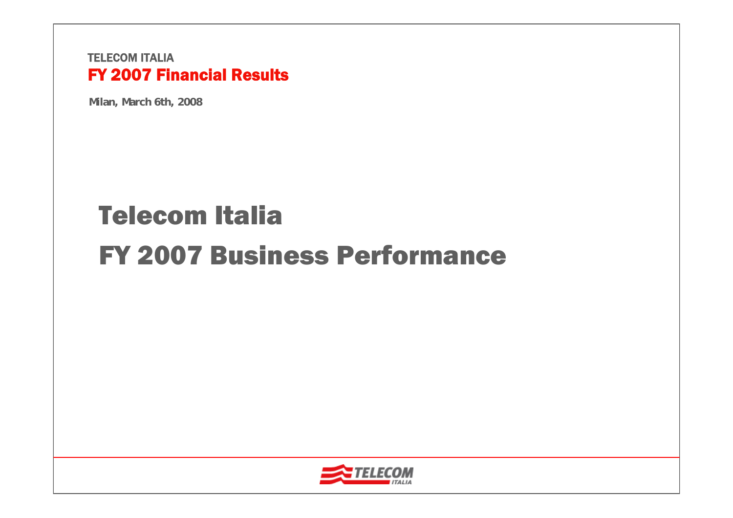TELECOM ITALIA

**FY 2007 Financial Results**

**Milan, March 6th, 2008**

# Telecom Italia

# FY 2007 Business Performance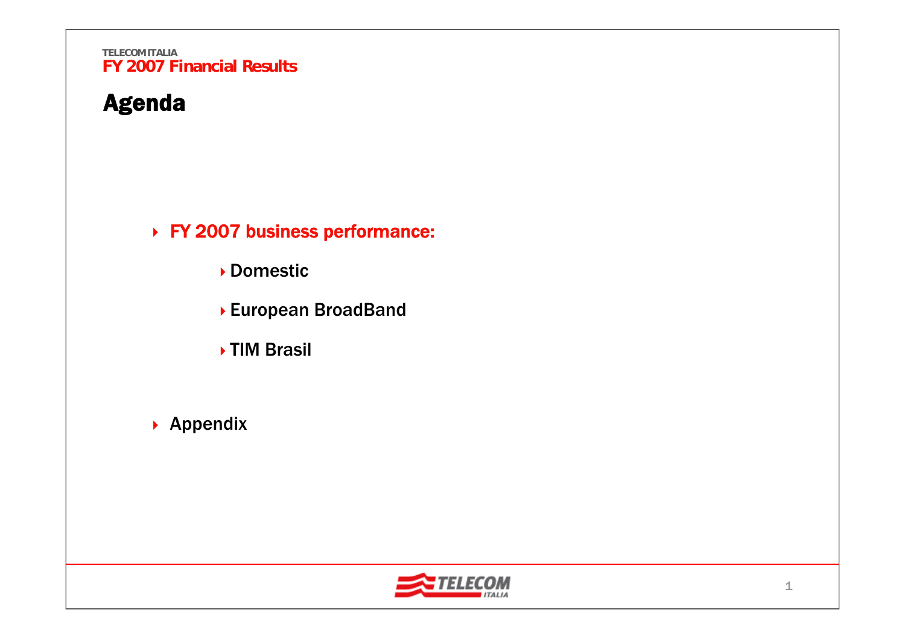# Agenda

- **FY 2007 business performance:**
  - Domestic
  - European BroadBand
  - TIM Brasil
- Appendix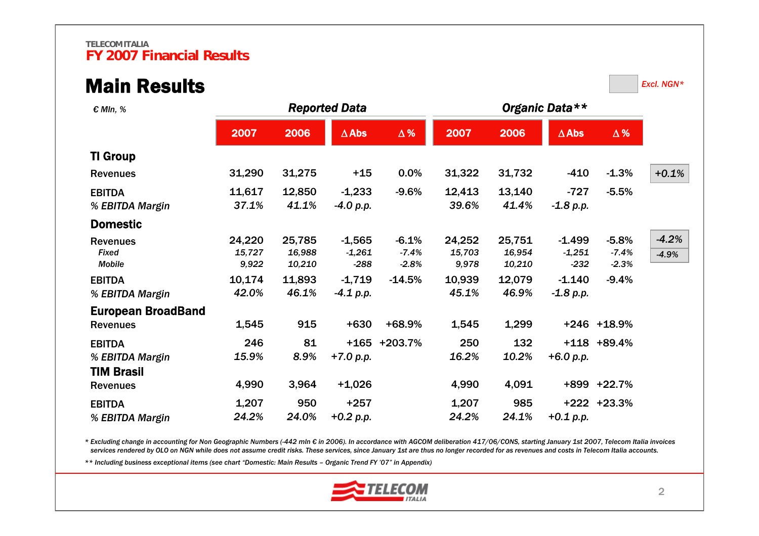TELECOM ITALIA

## FY 2007 Financial Results

# Main Results

| € Mln, % | Reported Data | | | | Organic Data** | | | | Excl. NGN* |
|---|---|---|---|---|---|---|---|---|---|
| | 2007 | 2006 | Δ Abs | Δ % | 2007 | 2006 | Δ Abs | Δ % | |
| **TI Group** | | | | | | | | | |
| Revenues | 31,290 | 31,275 | +15 | 0.0% | 31,322 | 31,732 | -410 | -1.3% | *+0.1%* |
| EBITDA | 11,617 | 12,850 | -1,233 | -9.6% | 12,413 | 13,140 | -727 | -5.5% | |
| *% EBITDA Margin* | *37.1%* | *41.1%* | *-4.0 p.p.* | | *39.6%* | *41.4%* | *-1.8 p.p.* | | |
| **Domestic** | | | | | | | | | |
| Revenues | 24,220 | 25,785 | -1,565 | -6.1% | 24,252 | 25,751 | -1.499 | -5.8% | *-4.2%* |
| *Fixed* | *15,727* | *16,988* | *-1,261* | *-7.4%* | *15,703* | *16,954* | *-1,251* | *-7.4%* | *-4.9%* |
| *Mobile* | *9,922* | *10,210* | *-288* | *-2.8%* | *9,978* | *10,210* | *-232* | *-2.3%* | |
| EBITDA | 10,174 | 11,893 | -1,719 | -14.5% | 10,939 | 12,079 | -1.140 | -9.4% | |
| *% EBITDA Margin* | *42.0%* | *46.1%* | *-4.1 p.p.* | | *45.1%* | *46.9%* | *-1.8 p.p.* | | |
| **European BroadBand** | | | | | | | | | |
| Revenues | 1,545 | 915 | +630 | +68.9% | 1,545 | 1,299 | +246 | +18.9% | |
| EBITDA | 246 | 81 | +165 | +203.7% | 250 | 132 | +118 | +89.4% | |
| *% EBITDA Margin* | *15.9%* | *8.9%* | *+7.0 p.p.* | | *16.2%* | *10.2%* | *+6.0 p.p.* | | |
| **TIM Brasil** | | | | | | | | | |
| Revenues | 4,990 | 3,964 | +1,026 | | 4,990 | 4,091 | +899 | +22.7% | |
| EBITDA | 1,207 | 950 | +257 | | 1,207 | 985 | +222 | +23.3% | |
| *% EBITDA Margin* | *24.2%* | *24.0%* | *+0.2 p.p.* | | *24.2%* | *24.1%* | *+0.1 p.p.* | | |

*\* Excluding change in accounting for Non Geographic Numbers (-442 mln € in 2006). In accordance with AGCOM deliberation 417/06/CONS, starting January 1st 2007, Telecom Italia invoices services rendered by OLO on NGN while does not assume credit risks. These services, since January 1st are thus no longer recorded for as revenues and costs in Telecom Italia accounts.*

*\*\* Including business exceptional items (see chart "Domestic: Main Results – Organic Trend FY '07" in Appendix)*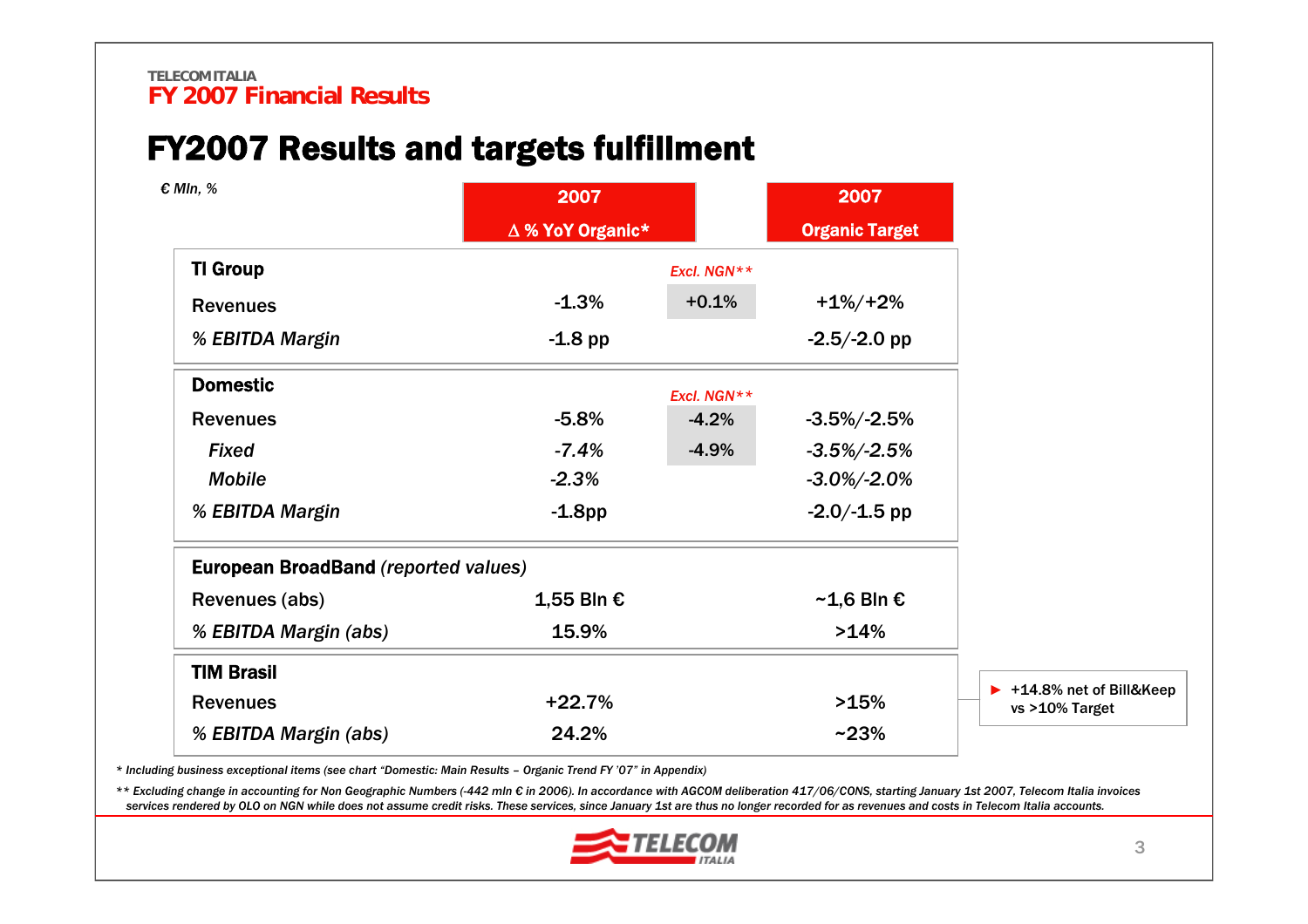TELECOM ITALIA

**FY 2007 Financial Results**

# FY2007 Results and targets fulfillment

*€ Mln, %*

| | 2007 Δ % YoY Organic* | | 2007 Organic Target |
|---|---|---|---|
| **TI Group** | | *Excl. NGN*** | |
| Revenues | -1.3% | +0.1% | +1%/+2% |
| *% EBITDA Margin* | -1.8 pp | | -2.5/-2.0 pp |
| **Domestic** | | *Excl. NGN*** | |
| Revenues | -5.8% | -4.2% | -3.5%/-2.5% |
| *Fixed* | *-7.4%* | -4.9% | *-3.5%/-2.5%* |
| *Mobile* | *-2.3%* | | *-3.0%/-2.0%* |
| *% EBITDA Margin* | -1.8pp | | -2.0/-1.5 pp |
| **European BroadBand** *(reported values)* | | | |
| Revenues (abs) | 1,55 Bln € | | ~1,6 Bln € |
| *% EBITDA Margin (abs)* | 15.9% | | >14% |
| **TIM Brasil** | | | |
| Revenues | +22.7% | | >15% |
| *% EBITDA Margin (abs)* | 24.2% | | ~23% |

► +14.8% net of Bill&Keep vs >10% Target

*\* Including business exceptional items (see chart "Domestic: Main Results – Organic Trend FY '07" in Appendix)*

*\*\* Excluding change in accounting for Non Geographic Numbers (-442 mln € in 2006). In accordance with AGCOM deliberation 417/06/CONS, starting January 1st 2007, Telecom Italia invoices services rendered by OLO on NGN while does not assume credit risks. These services, since January 1st are thus no longer recorded for as revenues and costs in Telecom Italia accounts.*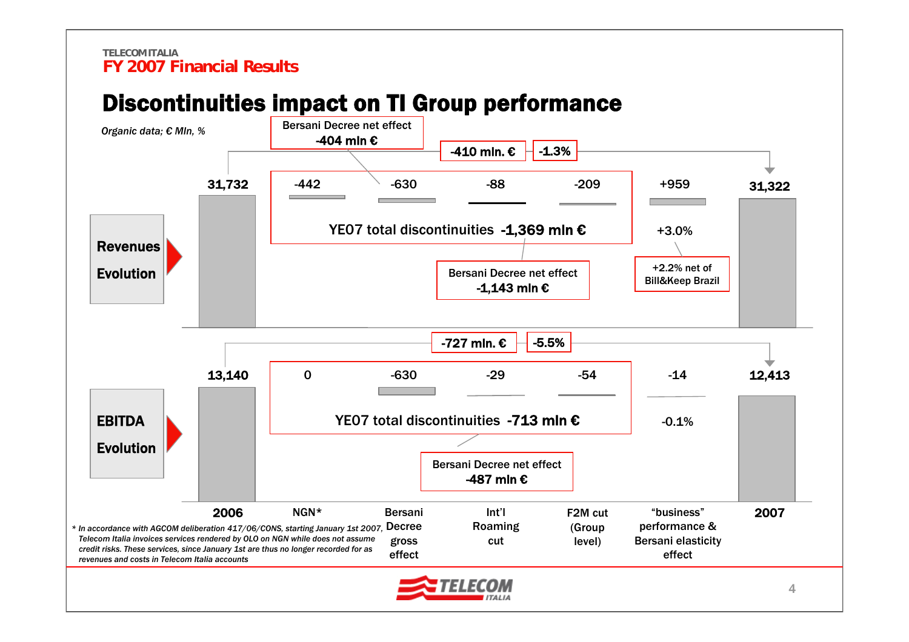# Discontinuities impact on TI Group performance

*Organic data; € Mln, %*

| | 2006 | NGN* | Bersani Decree gross effect | Int'l Roaming cut | F2M cut (Group level) | "business" performance & Bersani elasticity effect | 2007 |
|---|---|---|---|---|---|---|---|
| **Revenues Evolution** | 31,732 | -442 | -630 | -88 | -209 | +959 | 31,322 |
| **EBITDA Evolution** | 13,140 | 0 | -630 | -29 | -54 | -14 | 12,413 |

**Revenues Evolution**

- Change 2006–2007: -410 mln. € / -1.3%
- Bersani Decree net effect -404 mln €
- YE07 total discontinuities -1,369 mln €
- Bersani Decree net effect -1,143 mln €
- "business" performance & Bersani elasticity effect: +3.0% (+2.2% net of Bill&Keep Brazil)

**EBITDA Evolution**

- Change 2006–2007: -727 mln. € / -5.5%
- YE07 total discontinuities -713 mln €
- Bersani Decree net effect -487 mln €
- "business" performance & Bersani elasticity effect: -0.1%

*\* In accordance with AGCOM deliberation 417/06/CONS, starting January 1st 2007, Telecom Italia invoices services rendered by OLO on NGN while does not assume credit risks. These services, since January 1st are thus no longer recorded for as revenues and costs in Telecom Italia accounts*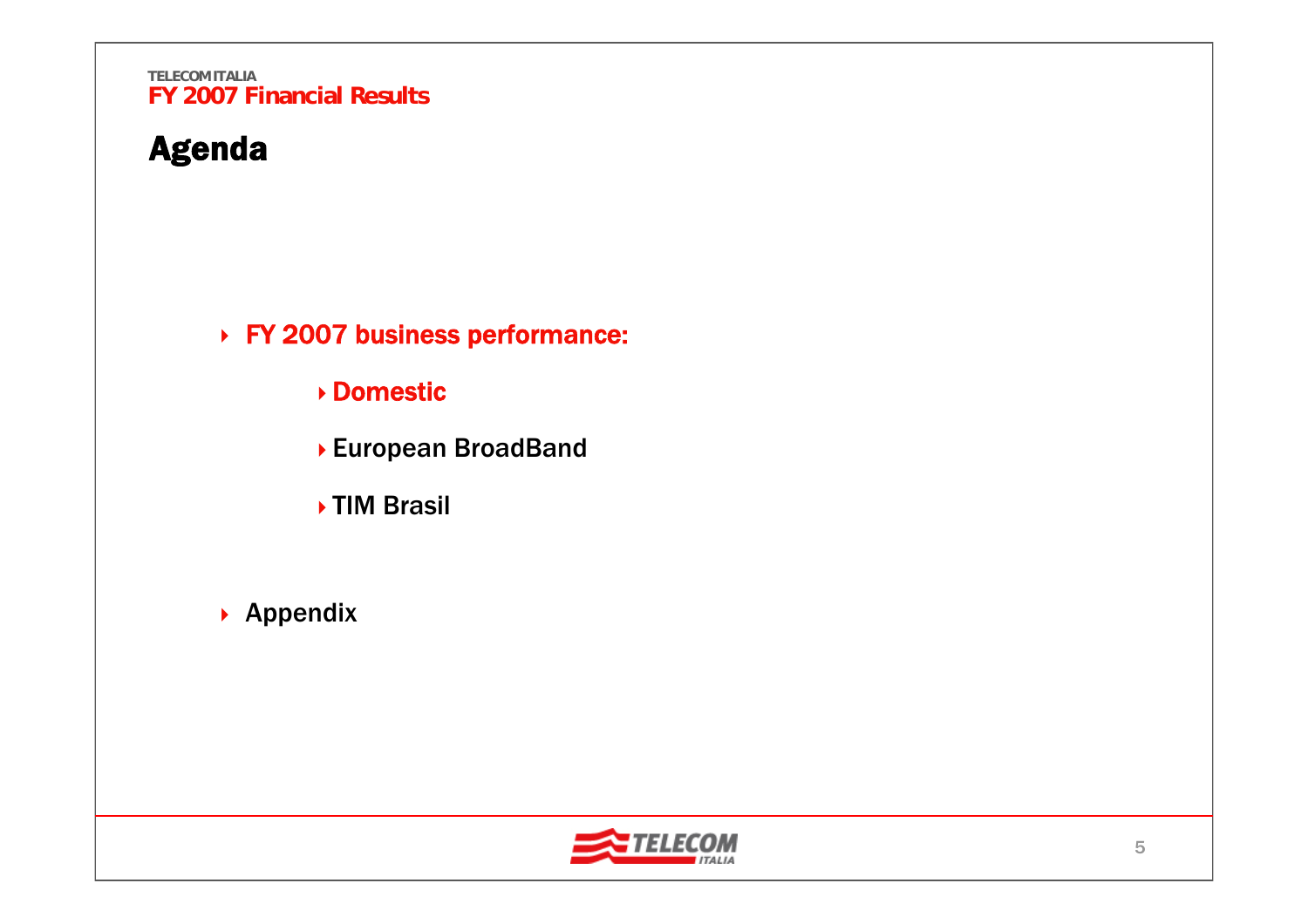# Agenda

- FY 2007 business performance:
  - **Domestic**
  - European BroadBand
  - TIM Brasil
- Appendix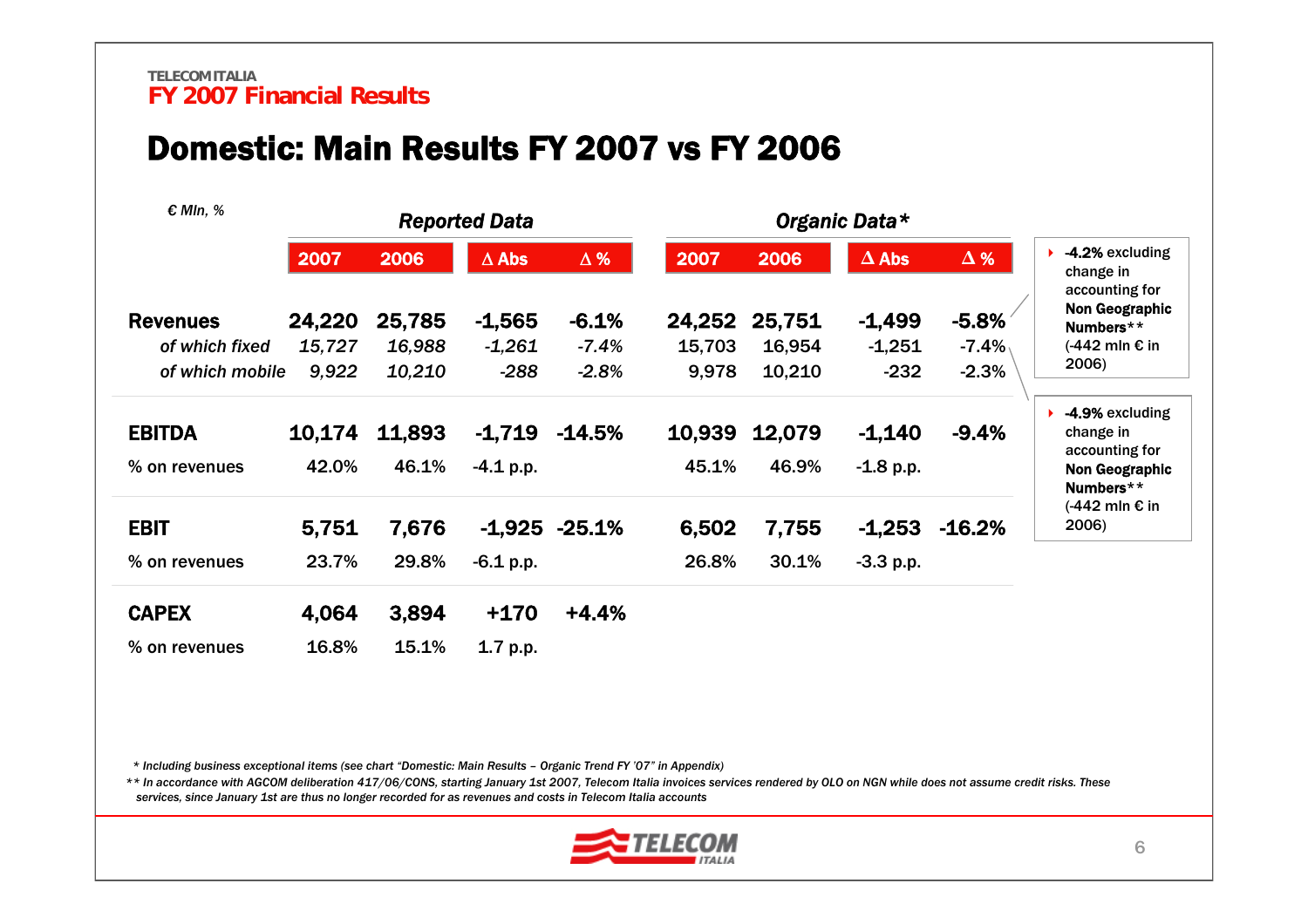TELECOM ITALIA

**FY 2007 Financial Results**

# Domestic: Main Results FY 2007 vs FY 2006

| € Mln, % | Reported Data | | | | Organic Data* | | | |
|---|---|---|---|---|---|---|---|---|
| | 2007 | 2006 | Δ Abs | Δ % | 2007 | 2006 | Δ Abs | Δ % |
| **Revenues** | **24,220** | **25,785** | **-1,565** | **-6.1%** | **24,252** | **25,751** | **-1,499** | **-5.8%** |
| *of which fixed* | *15,727* | *16,988* | *-1,261* | *-7.4%* | 15,703 | 16,954 | -1,251 | -7.4% |
| *of which mobile* | *9,922* | *10,210* | *-288* | *-2.8%* | 9,978 | 10,210 | -232 | -2.3% |
| **EBITDA** | **10,174** | **11,893** | **-1,719** | **-14.5%** | **10,939** | **12,079** | **-1,140** | **-9.4%** |
| % on revenues | 42.0% | 46.1% | -4.1 p.p. | | 45.1% | 46.9% | -1.8 p.p. | |
| **EBIT** | **5,751** | **7,676** | **-1,925** | **-25.1%** | **6,502** | **7,755** | **-1,253** | **-16.2%** |
| % on revenues | 23.7% | 29.8% | -6.1 p.p. | | 26.8% | 30.1% | -3.3 p.p. | |
| **CAPEX** | **4,064** | **3,894** | **+170** | **+4.4%** | | | | |
| % on revenues | 16.8% | 15.1% | 1.7 p.p. | | | | | |

- **-4.2%** excluding change in accounting for **Non Geographic Numbers**** (-442 mln € in 2006)
- **-4.9%** excluding change in accounting for **Non Geographic Numbers**** (-442 mln € in 2006)

*\* Including business exceptional items (see chart "Domestic: Main Results – Organic Trend FY '07" in Appendix)*

*\*\* In accordance with AGCOM deliberation 417/06/CONS, starting January 1st 2007, Telecom Italia invoices services rendered by OLO on NGN while does not assume credit risks. These services, since January 1st are thus no longer recorded for as revenues and costs in Telecom Italia accounts*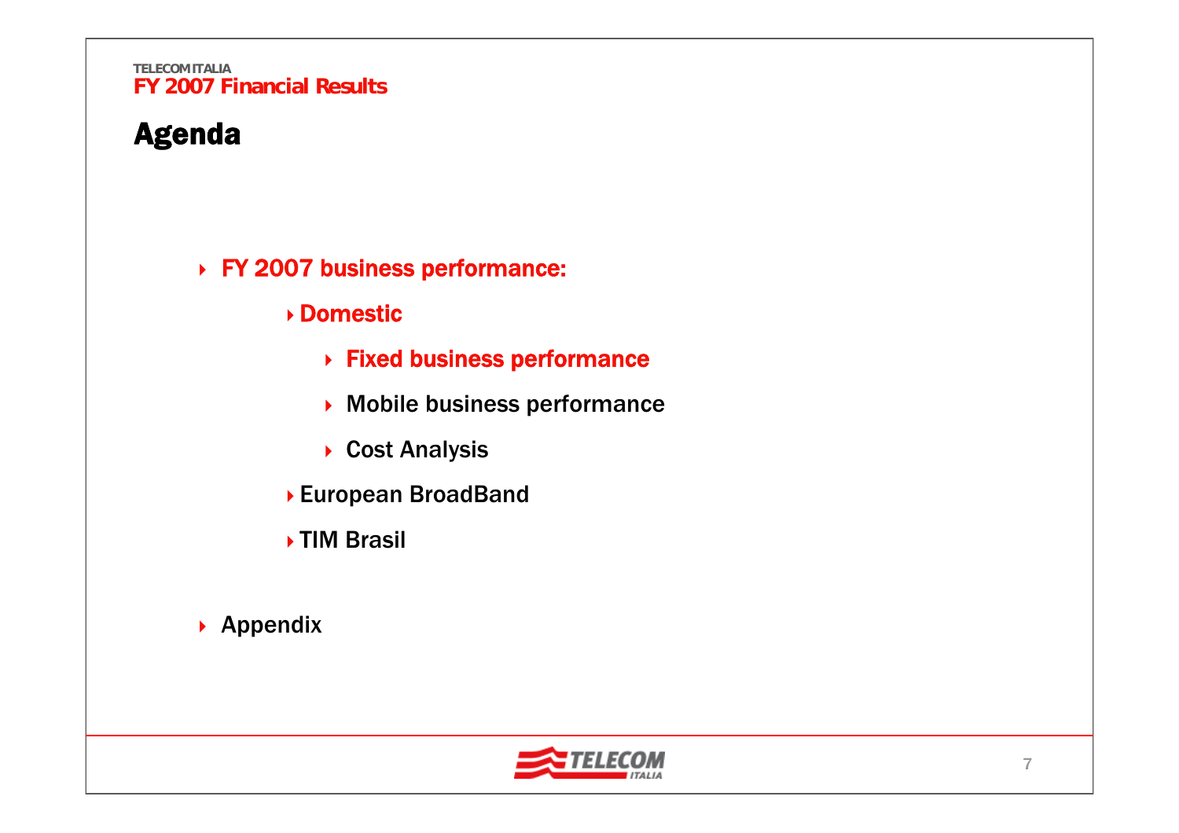TELECOM ITALIA
FY 2007 Financial Results

# Agenda

- **FY 2007 business performance:**
  - **Domestic**
    - **Fixed business performance**
    - Mobile business performance
    - Cost Analysis
  - European BroadBand
  - TIM Brasil
- Appendix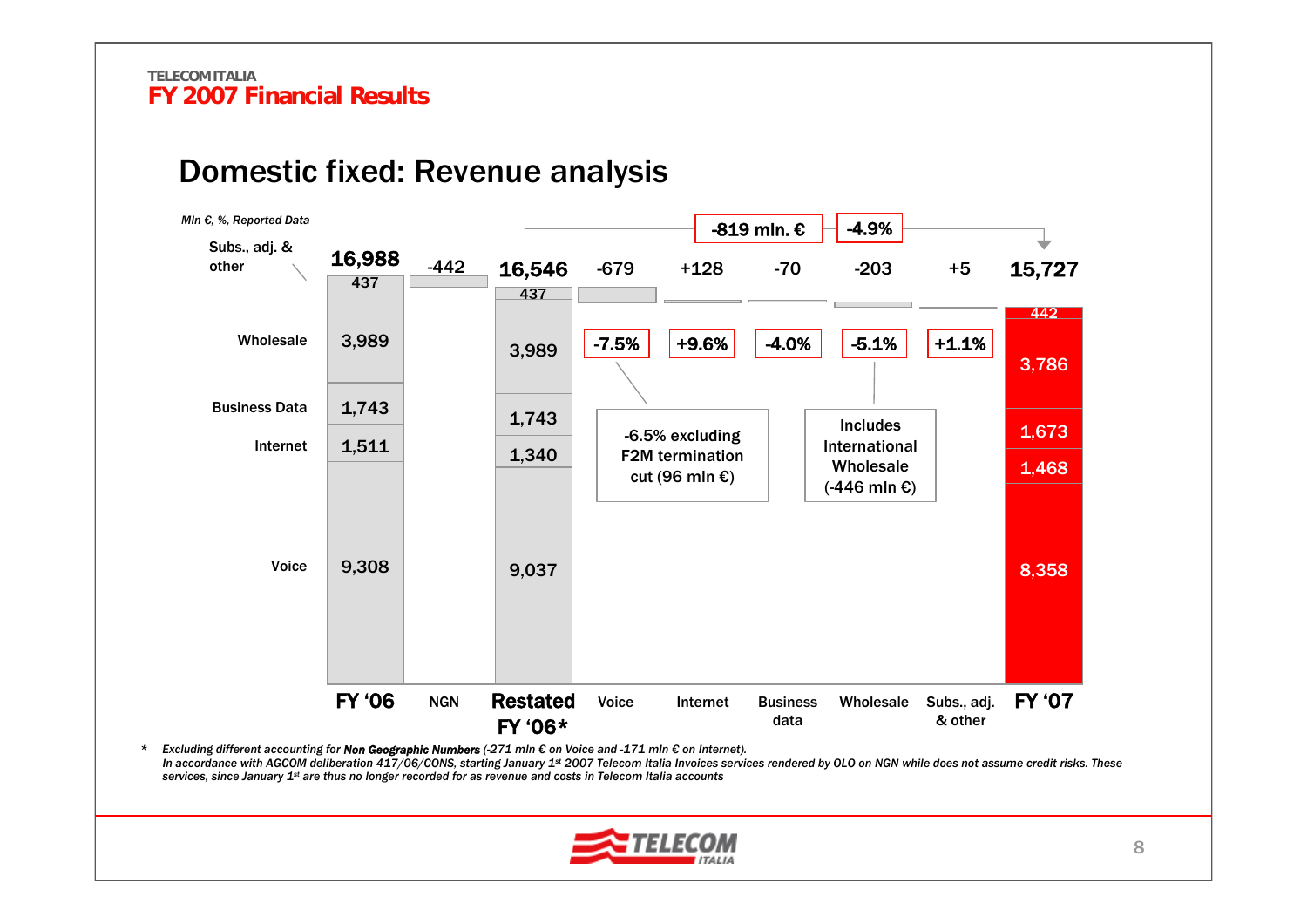TELECOM ITALIA

**FY 2007 Financial Results**

# Domestic fixed: Revenue analysis

*Mln €, %, Reported Data*

| | FY '06 | NGN | Restated FY '06* | Voice | Internet | Business data | Wholesale | Subs., adj. & other | FY '07 |
|---|---|---|---|---|---|---|---|---|---|
| Total | 16,988 | -442 | 16,546 | -679 | +128 | -70 | -203 | +5 | 15,727 |
| % change | | | | -7.5% | +9.6% | -4.0% | -5.1% | +1.1% | |
| Subs., adj. & other | 437 | | 437 | | | | | | 442 |
| Wholesale | 3,989 | | 3,989 | | | | | | 3,786 |
| Business Data | 1,743 | | 1,743 | | | | | | 1,673 |
| Internet | 1,511 | | 1,340 | | | | | | 1,468 |
| Voice | 9,308 | | 9,037 | | | | | | 8,358 |

Restated FY '06* → FY '07: -819 mln. € (-4.9%)

Voice: -6.5% excluding F2M termination cut (96 mln €)

Wholesale: Includes International Wholesale (-446 mln €)

\* *Excluding different accounting for* ***Non Geographic Numbers*** *(-271 mln € on Voice and -171 mln € on Internet).*
*In accordance with AGCOM deliberation 417/06/CONS, starting January 1st 2007 Telecom Italia Invoices services rendered by OLO on NGN while does not assume credit risks. These services, since January 1st are thus no longer recorded for as revenue and costs in Telecom Italia accounts*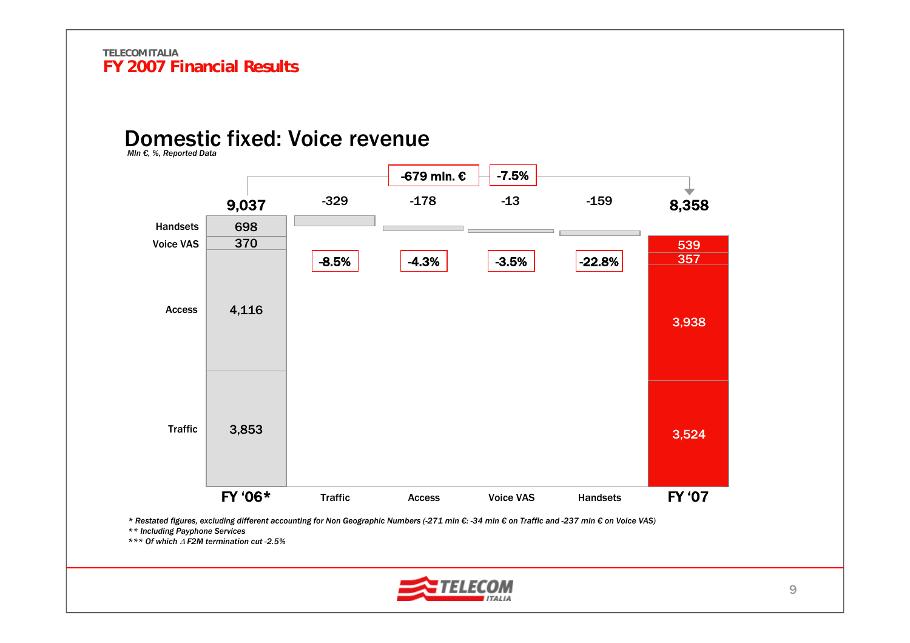TELECOM ITALIA

**FY 2007 Financial Results**

# Domestic fixed: Voice revenue

*Mln €, %, Reported Data*

-679 mln. € | -7.5%

| | FY '06* | Traffic | Access | Voice VAS | Handsets | FY '07 |
|---|---|---|---|---|---|---|
| Total | 9,037 | -329 | -178 | -13 | -159 | 8,358 |
| % change | | -8.5% | -4.3% | -3.5% | -22.8% | |
| Handsets | 698 | | | | | 539 |
| Voice VAS | 370 | | | | | 357 |
| Access | 4,116 | | | | | 3,938 |
| Traffic | 3,853 | | | | | 3,524 |

*\* Restated figures, excluding different accounting for Non Geographic Numbers (-271 mln €: -34 mln € on Traffic and -237 mln € on Voice VAS)*

*\*\* Including Payphone Services*

*\*\*\* Of which Δ F2M termination cut -2.5%*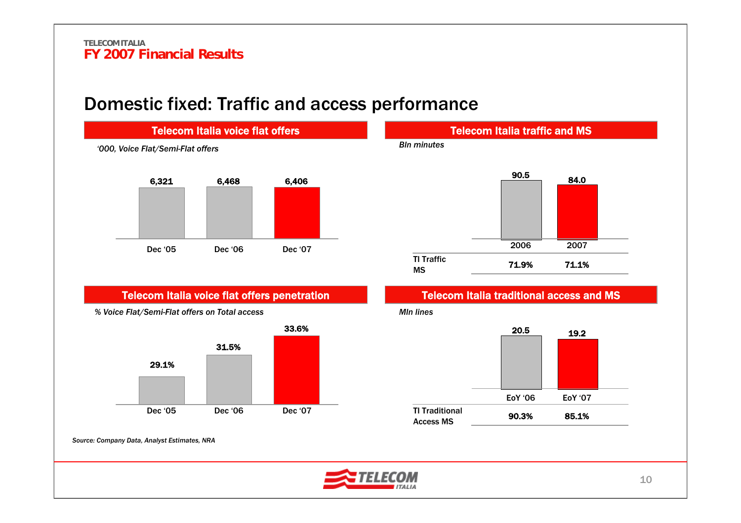# Domestic fixed: Traffic and access performance

## Telecom Italia voice flat offers

*'000, Voice Flat/Semi-Flat offers*

| Dec '05 | Dec '06 | Dec '07 |
|---|---|---|
| 6,321 | 6,468 | 6,406 |

## Telecom Italia traffic and MS

*Bln minutes*

| | 2006 | 2007 |
|---|---|---|
| Traffic | 90.5 | 84.0 |
| TI Traffic MS | 71.9% | 71.1% |

## Telecom Italia voice flat offers penetration

*% Voice Flat/Semi-Flat offers on Total access*

| Dec '05 | Dec '06 | Dec '07 |
|---|---|---|
| 29.1% | 31.5% | 33.6% |

## Telecom Italia traditional access and MS

*Mln lines*

| | EoY '06 | EoY '07 |
|---|---|---|
| Lines | 20.5 | 19.2 |
| TI Traditional Access MS | 90.3% | 85.1% |

*Source: Company Data, Analyst Estimates, NRA*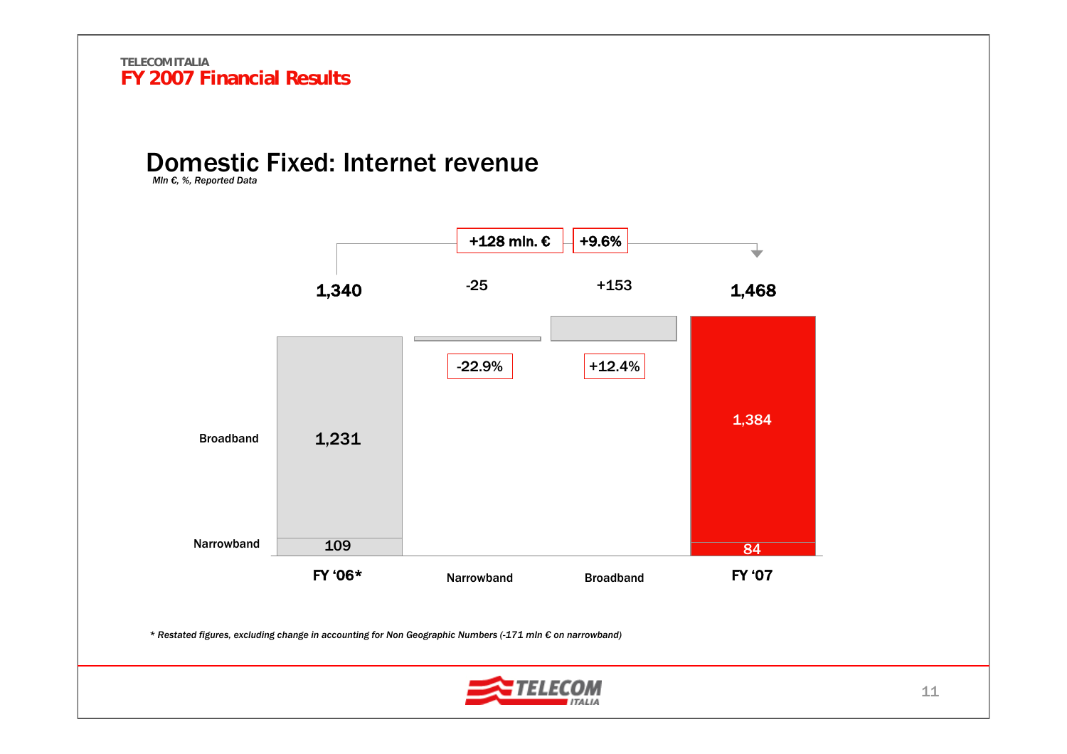# Domestic Fixed: Internet revenue

*Mln €, %, Reported Data*

| | FY '06* | Narrowband | Broadband | FY '07 |
|---|---|---|---|---|
| Total | 1,340 | -25 | +153 | 1,468 |
| Broadband | 1,231 | | | 1,384 |
| Narrowband | 109 | | | 84 |
| % change | | -22.9% | +12.4% | |

Change FY '06* to FY '07: +128 mln. € | +9.6%

*\* Restated figures, excluding change in accounting for Non Geographic Numbers (-171 mln € on narrowband)*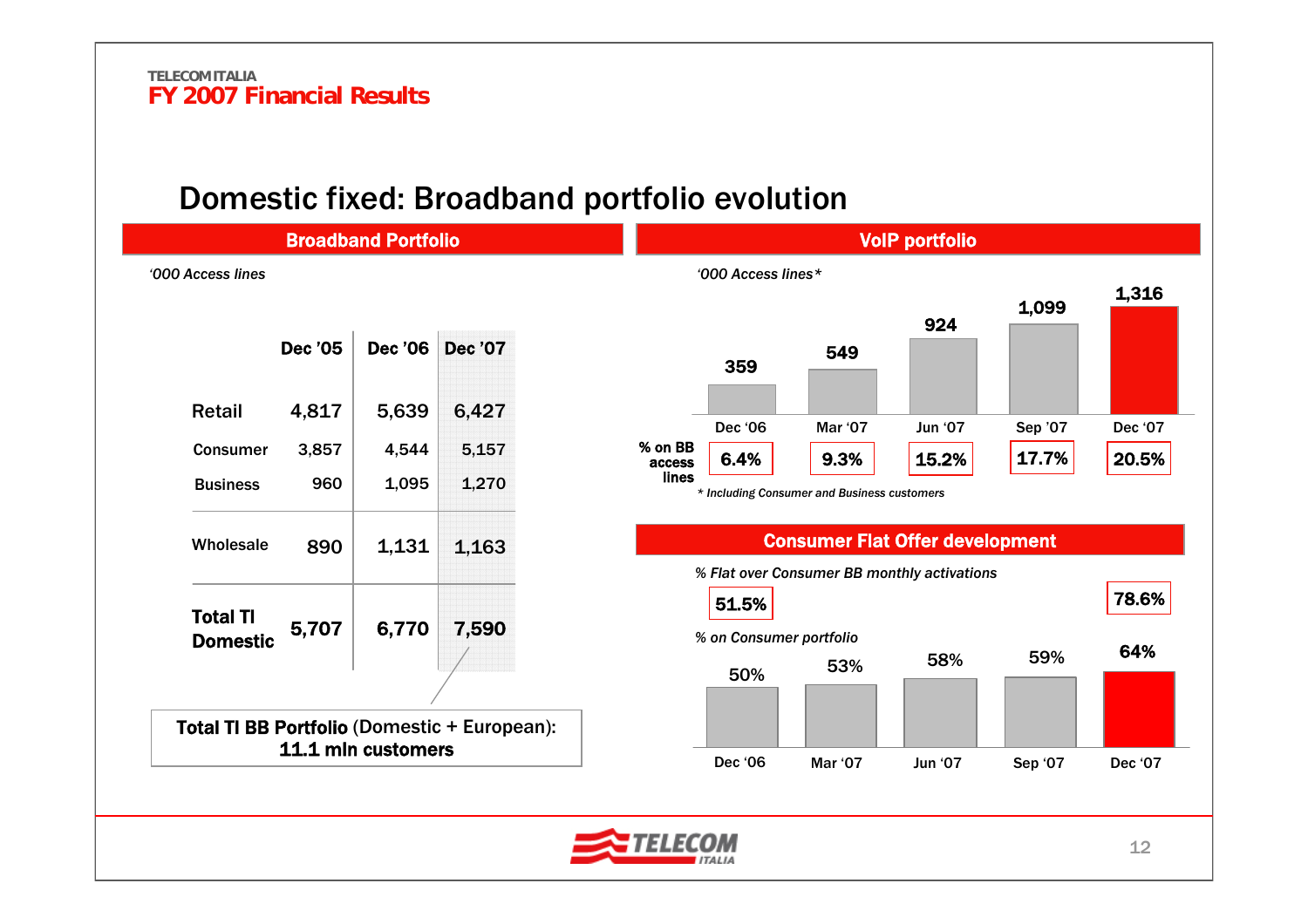# Domestic fixed: Broadband portfolio evolution

## Broadband Portfolio

*'000 Access lines*

| | Dec '05 | Dec '06 | Dec '07 |
|---|---|---|---|
| Retail | 4,817 | 5,639 | 6,427 |
| Consumer | 3,857 | 4,544 | 5,157 |
| Business | 960 | 1,095 | 1,270 |
| Wholesale | 890 | 1,131 | 1,163 |
| **Total TI Domestic** | 5,707 | 6,770 | 7,590 |

**Total TI BB Portfolio** (Domestic + European): **11.1 mln customers**

## VoIP portfolio

*'000 Access lines**

| | Dec '06 | Mar '07 | Jun '07 | Sep '07 | Dec '07 |
|---|---|---|---|---|---|
| Access lines | 359 | 549 | 924 | 1,099 | 1,316 |
| % on BB access lines | 6.4% | 9.3% | 15.2% | 17.7% | 20.5% |

*\* Including Consumer and Business customers*

## Consumer Flat Offer development

*% Flat over Consumer BB monthly activations*

| Dec '06 | Dec '07 |
|---|---|
| 51.5% | 78.6% |

*% on Consumer portfolio*

| Dec '06 | Mar '07 | Jun '07 | Sep '07 | Dec '07 |
|---|---|---|---|---|
| 50% | 53% | 58% | 59% | 64% |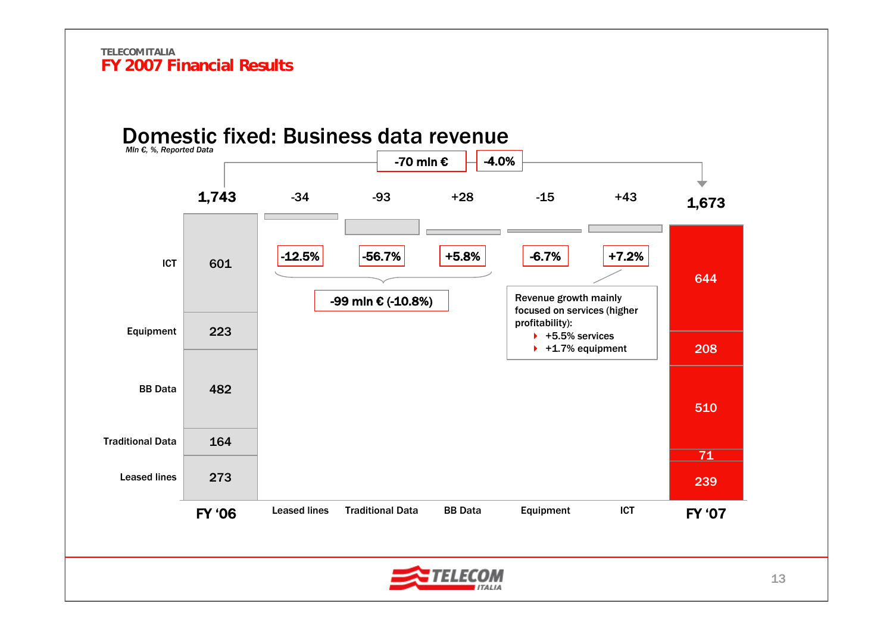TELECOM ITALIA

# FY 2007 Financial Results

## Domestic fixed: Business data revenue

*Mln €, %, Reported Data*

-70 mln € | -4.0%

| | FY '06 | Leased lines | Traditional Data | BB Data | Equipment | ICT | FY '07 |
|---|---|---|---|---|---|---|---|
| Total | 1,743 | -34 | -93 | +28 | -15 | +43 | 1,673 |
| % change | | -12.5% | -56.7% | +5.8% | -6.7% | +7.2% | |
| ICT | 601 | | | | | | 644 |
| Equipment | 223 | | | | | | 208 |
| BB Data | 482 | | | | | | 510 |
| Traditional Data | 164 | | | | | | 71 |
| Leased lines | 273 | | | | | | 239 |

Leased lines + Traditional Data + BB Data: -99 mln € (-10.8%)

Revenue growth mainly focused on services (higher profitability):

- +5.5% services
- +1.7% equipment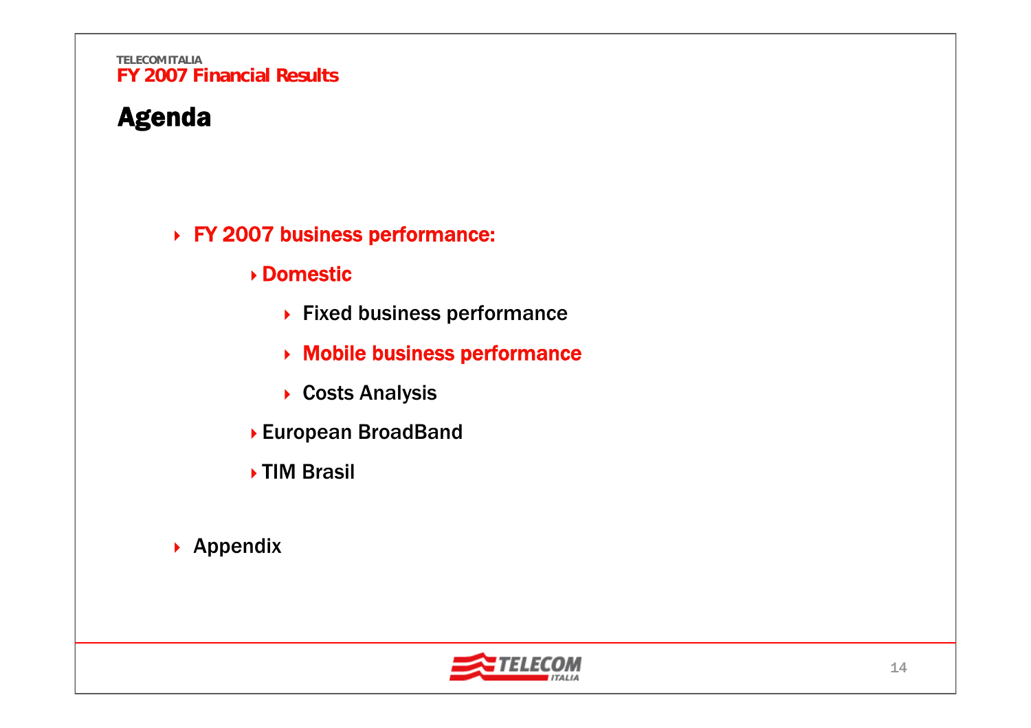# Agenda

- **FY 2007 business performance:**
  - **Domestic**
    - **Fixed business performance**
    - **Mobile business performance**
    - **Costs Analysis**
  - **European BroadBand**
  - **TIM Brasil**
- **Appendix**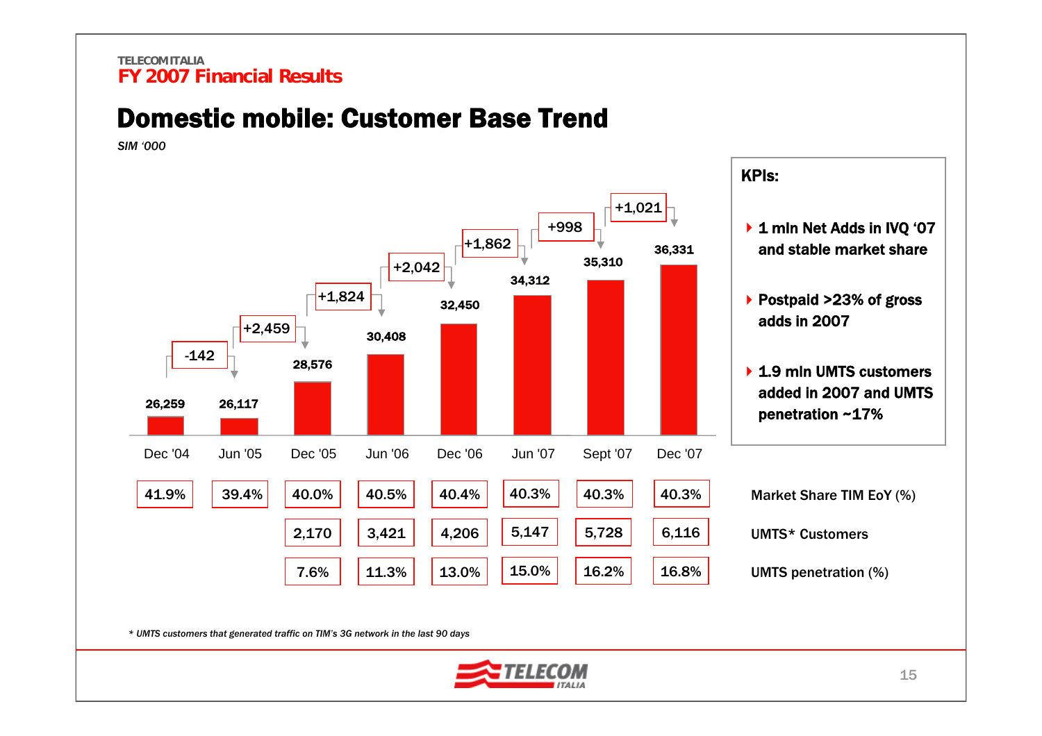TELECOM ITALIA
FY 2007 Financial Results

# Domestic mobile: Customer Base Trend

*SIM '000*

| | Dec '04 | Jun '05 | Dec '05 | Jun '06 | Dec '06 | Jun '07 | Sept '07 | Dec '07 |
|---|---|---|---|---|---|---|---|---|
| Customer base | 26,259 | 26,117 | 28,576 | 30,408 | 32,450 | 34,312 | 35,310 | 36,331 |
| Change | | -142 | +2,459 | +1,824 | +2,042 | +1,862 | +998 | +1,021 |
| Market Share TIM EoY (%) | 41.9% | 39.4% | 40.0% | 40.5% | 40.4% | 40.3% | 40.3% | 40.3% |
| UMTS* Customers | | | 2,170 | 3,421 | 4,206 | 5,147 | 5,728 | 6,116 |
| UMTS penetration (%) | | | 7.6% | 11.3% | 13.0% | 15.0% | 16.2% | 16.8% |

**KPIs:**

- **1 mln Net Adds in IVQ '07 and stable market share**
- **Postpaid >23% of gross adds in 2007**
- **1.9 mln UMTS customers added in 2007 and UMTS penetration ~17%**

*\* UMTS customers that generated traffic on TIM's 3G network in the last 90 days*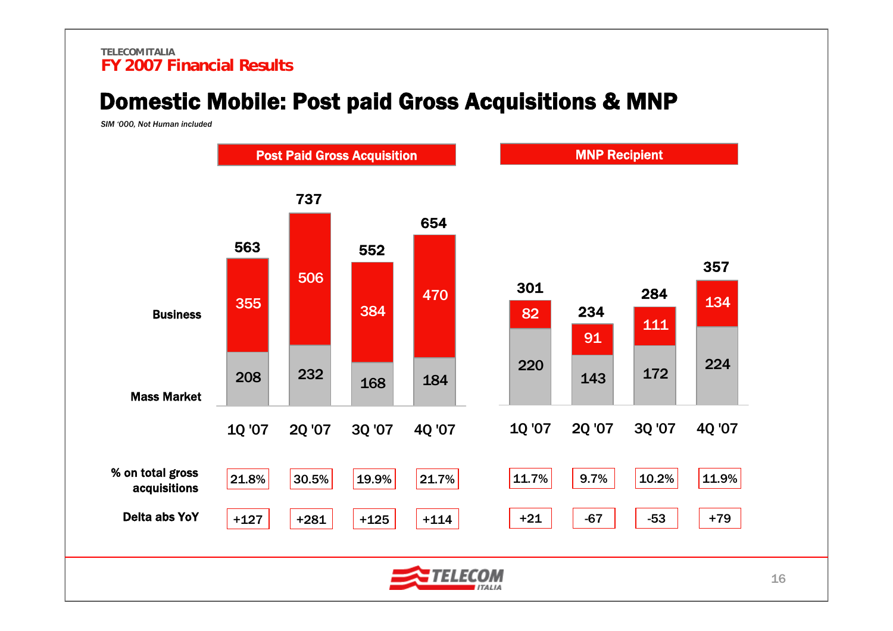## Domestic Mobile: Post paid Gross Acquisitions & MNP

*SIM '000, Not Human included*

**Post Paid Gross Acquisition**

| | 1Q '07 | 2Q '07 | 3Q '07 | 4Q '07 |
|---|---|---|---|---|
| Business | 355 | 506 | 384 | 470 |
| Mass Market | 208 | 232 | 168 | 184 |
| Total | 563 | 737 | 552 | 654 |
| % on total gross acquisitions | 21.8% | 30.5% | 19.9% | 21.7% |
| Delta abs YoY | +127 | +281 | +125 | +114 |

**MNP Recipient**

| | 1Q '07 | 2Q '07 | 3Q '07 | 4Q '07 |
|---|---|---|---|---|
| Business | 82 | 91 | 111 | 134 |
| Mass Market | 220 | 143 | 172 | 224 |
| Total | 301 | 234 | 284 | 357 |
| % on total gross acquisitions | 11.7% | 9.7% | 10.2% | 11.9% |
| Delta abs YoY | +21 | -67 | -53 | +79 |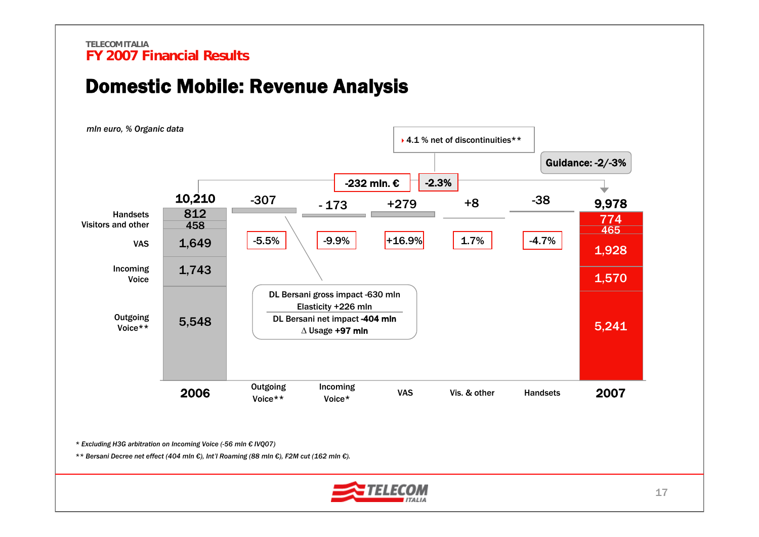TELECOM ITALIA
FY 2007 Financial Results

# Domestic Mobile: Revenue Analysis

*mln euro, % Organic data*

- 4.1 % net of discontinuities**

**Guidance: -2/-3%**

**-232 mln. €** | **-2.3%**

| | 2006 | Outgoing Voice** | Incoming Voice* | VAS | Vis. & other | Handsets | 2007 |
|---|---|---|---|---|---|---|---|
| Total | 10,210 | -307 | - 173 | +279 | +8 | -38 | 9,978 |
| % change | | -5.5% | -9.9% | +16.9% | 1.7% | -4.7% | |
| Handsets | 812 | | | | | | 774 |
| Visitors and other | 458 | | | | | | 465 |
| VAS | 1,649 | | | | | | 1,928 |
| Incoming Voice | 1,743 | | | | | | 1,570 |
| Outgoing Voice** | 5,548 | | | | | | 5,241 |

DL Bersani gross impact -630 mln
Elasticity +226 mln
DL Bersani net impact **-404 mln**
Δ Usage **+97 mln**

*\* Excluding H3G arbitration on Incoming Voice (-56 mln € IVQ07)*

*\*\* Bersani Decree net effect (404 mln €), Int'l Roaming (88 mln €), F2M cut (162 mln €).*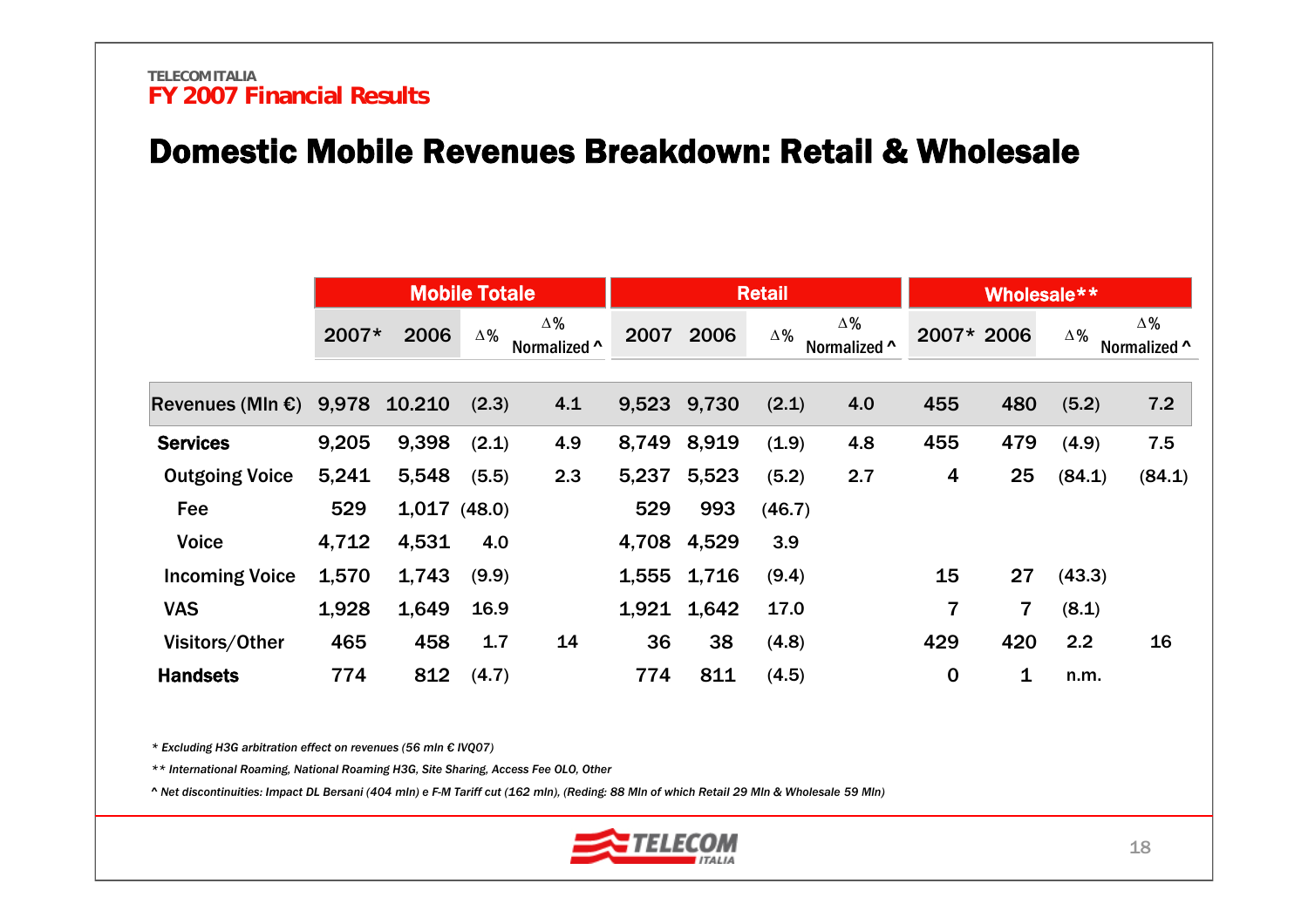TELECOM ITALIA
FY 2007 Financial Results

# Domestic Mobile Revenues Breakdown: Retail & Wholesale

| | Mobile Totale | | | | Retail | | | | Wholesale** | | | |
|---|---|---|---|---|---|---|---|---|---|---|---|---|
| | 2007* | 2006 | Δ% | Δ% Normalized ^ | 2007 | 2006 | Δ% | Δ% Normalized ^ | 2007* | 2006 | Δ% | Δ% Normalized ^ |
| Revenues (Mln €) | 9,978 | 10.210 | (2.3) | 4.1 | 9,523 | 9,730 | (2.1) | 4.0 | 455 | 480 | (5.2) | 7.2 |
| **Services** | 9,205 | 9,398 | (2.1) | 4.9 | 8,749 | 8,919 | (1.9) | 4.8 | 455 | 479 | (4.9) | 7.5 |
| Outgoing Voice | 5,241 | 5,548 | (5.5) | 2.3 | 5,237 | 5,523 | (5.2) | 2.7 | 4 | 25 | (84.1) | (84.1) |
| Fee | 529 | 1,017 | (48.0) | | 529 | 993 | (46.7) | | | | | |
| Voice | 4,712 | 4,531 | 4.0 | | 4,708 | 4,529 | 3.9 | | | | | |
| Incoming Voice | 1,570 | 1,743 | (9.9) | | 1,555 | 1,716 | (9.4) | | 15 | 27 | (43.3) | |
| VAS | 1,928 | 1,649 | 16.9 | | 1,921 | 1,642 | 17.0 | | 7 | 7 | (8.1) | |
| Visitors/Other | 465 | 458 | 1.7 | 14 | 36 | 38 | (4.8) | | 429 | 420 | 2.2 | 16 |
| **Handsets** | 774 | 812 | (4.7) | | 774 | 811 | (4.5) | | 0 | 1 | n.m. | |

*\* Excluding H3G arbitration effect on revenues (56 mln € IVQ07)*

*\*\* International Roaming, National Roaming H3G, Site Sharing, Access Fee OLO, Other*

*^ Net discontinuities: Impact DL Bersani (404 mln) e F-M Tariff cut (162 mln), (Reding: 88 Mln of which Retail 29 Mln & Wholesale 59 Mln)*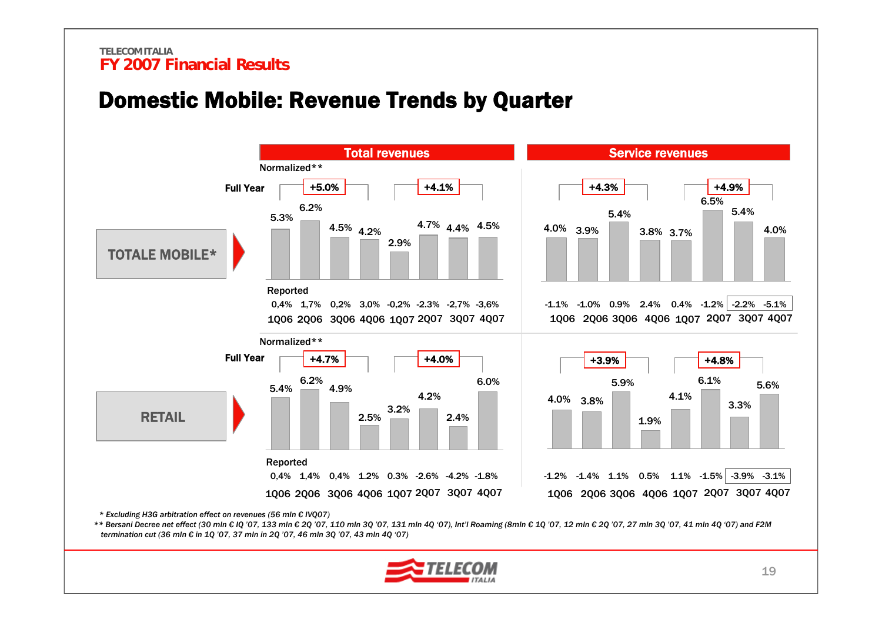TELECOM ITALIA
**FY 2007 Financial Results**

# Domestic Mobile: Revenue Trends by Quarter

## TOTALE MOBILE*

### Total revenues

Normalized**

Full Year: +5.0% (2006), +4.1% (2007)

| | 1Q06 | 2Q06 | 3Q06 | 4Q06 | 1Q07 | 2Q07 | 3Q07 | 4Q07 |
|---|---|---|---|---|---|---|---|---|
| Normalized** | 5.3% | 6.2% | 4.5% | 4.2% | 2.9% | 4.7% | 4.4% | 4.5% |
| Reported | 0,4% | 1,7% | 0,2% | 3,0% | -0,2% | -2.3% | -2,7% | -3,6% |

### Service revenues

Full Year: +4.3% (2006), +4.9% (2007)

| | 1Q06 | 2Q06 | 3Q06 | 4Q06 | 1Q07 | 2Q07 | 3Q07 | 4Q07 |
|---|---|---|---|---|---|---|---|---|
| Normalized** | 4.0% | 3.9% | 5.4% | 3.8% | 3.7% | 6.5% | 5.4% | 4.0% |
| Reported | -1.1% | -1.0% | 0.9% | 2.4% | 0.4% | -1.2% | -2.2% | -5.1% |

## RETAIL

### Total revenues

Normalized**

Full Year: +4.7% (2006), +4.0% (2007)

| | 1Q06 | 2Q06 | 3Q06 | 4Q06 | 1Q07 | 2Q07 | 3Q07 | 4Q07 |
|---|---|---|---|---|---|---|---|---|
| Normalized** | 5.4% | 6.2% | 4.9% | 2.5% | 3.2% | 4.2% | 2.4% | 6.0% |
| Reported | 0,4% | 1,4% | 0,4% | 1.2% | 0.3% | -2.6% | -4.2% | -1.8% |

### Service revenues

Full Year: +3.9% (2006), +4.8% (2007)

| | 1Q06 | 2Q06 | 3Q06 | 4Q06 | 1Q07 | 2Q07 | 3Q07 | 4Q07 |
|---|---|---|---|---|---|---|---|---|
| Normalized** | 4.0% | 3.8% | 5.9% | 1.9% | 4.1% | 6.1% | 3.3% | 5.6% |
| Reported | -1.2% | -1.4% | 1.1% | 0.5% | 1.1% | -1.5% | -3.9% | -3.1% |

*\* Excluding H3G arbitration effect on revenues (56 mln € IVQ07)*

*\*\* Bersani Decree net effect (30 mln € IQ '07, 133 mln € 2Q '07, 110 mln 3Q '07, 131 mln 4Q '07), Int'l Roaming (8mln € 1Q '07, 12 mln € 2Q '07, 27 mln 3Q '07, 41 mln 4Q '07) and F2M termination cut (36 mln € in 1Q '07, 37 mln in 2Q '07, 46 mln 3Q '07, 43 mln 4Q '07)*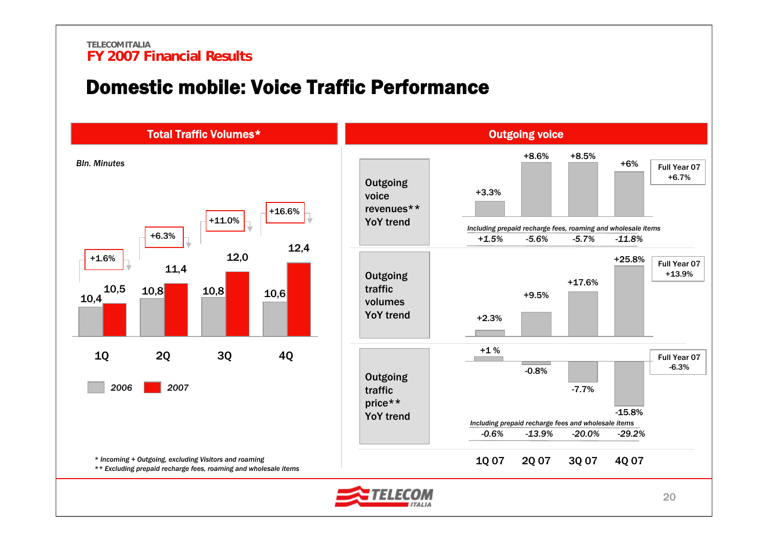TELECOM ITALIA

FY 2007 Financial Results

# Domestic mobile: Voice Traffic Performance

## Total Traffic Volumes*

*Bln. Minutes*

| | 1Q | 2Q | 3Q | 4Q |
|---|---|---|---|---|
| 2006 | 10,4 | 10,8 | 10,8 | 10,6 |
| 2007 | 10,5 | 11,4 | 12,0 | 12,4 |
| YoY | +1.6% | +6.3% | +11.0% | +16.6% |

## Outgoing voice

| | 1Q 07 | 2Q 07 | 3Q 07 | 4Q 07 | Full Year 07 |
|---|---|---|---|---|---|
| Outgoing voice revenues** YoY trend | +3.3% | +8.6% | +8.5% | +6% | +6.7% |
| *Including prepaid recharge fees, roaming and wholesale items* | *+1.5%* | *-5.6%* | *-5.7%* | *-11.8%* | |
| Outgoing traffic volumes YoY trend | +2.3% | +9.5% | +17.6% | +25.8% | +13.9% |
| Outgoing traffic price** YoY trend | +1 % | -0.8% | -7.7% | -15.8% | -6.3% |
| *Including prepaid recharge fees and wholesale items* | *-0.6%* | *-13.9%* | *-20.0%* | *-29.2%* | |

*\* Incoming + Outgoing, excluding Visitors and roaming*

*\*\* Excluding prepaid recharge fees, roaming and wholesale items*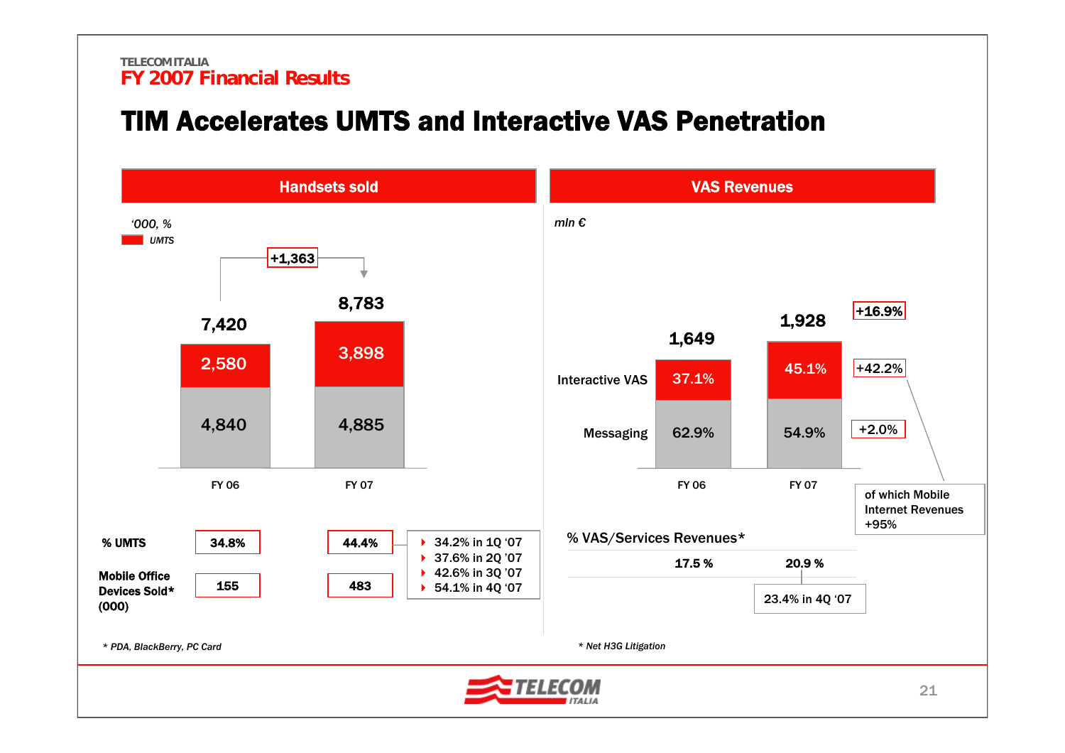# TIM Accelerates UMTS and Interactive VAS Penetration

## Handsets sold

*'000, %*

UMTS

| | FY 06 | FY 07 |
|---|---|---|
| UMTS | 2,580 | 3,898 |
| Other | 4,840 | 4,885 |
| Total | 7,420 | 8,783 |

+1,363

| | FY 06 | FY 07 |
|---|---|---|
| % UMTS | 34.8% | 44.4% |
| Mobile Office Devices Sold* (000) | 155 | 483 |

- 34.2% in 1Q '07
- 37.6% in 2Q '07
- 42.6% in 3Q '07
- 54.1% in 4Q '07

*\* PDA, BlackBerry, PC Card*

## VAS Revenues

*mln €*

| | FY 06 | FY 07 | Change |
|---|---|---|---|
| Interactive VAS | 37.1% | 45.1% | +42.2% |
| Messaging | 62.9% | 54.9% | +2.0% |
| Total | 1,649 | 1,928 | +16.9% |

of which Mobile Internet Revenues +95%

| | FY 06 | FY 07 |
|---|---|---|
| % VAS/Services Revenues* | 17.5 % | 20.9 % |

23.4% in 4Q '07

*\* Net H3G Litigation*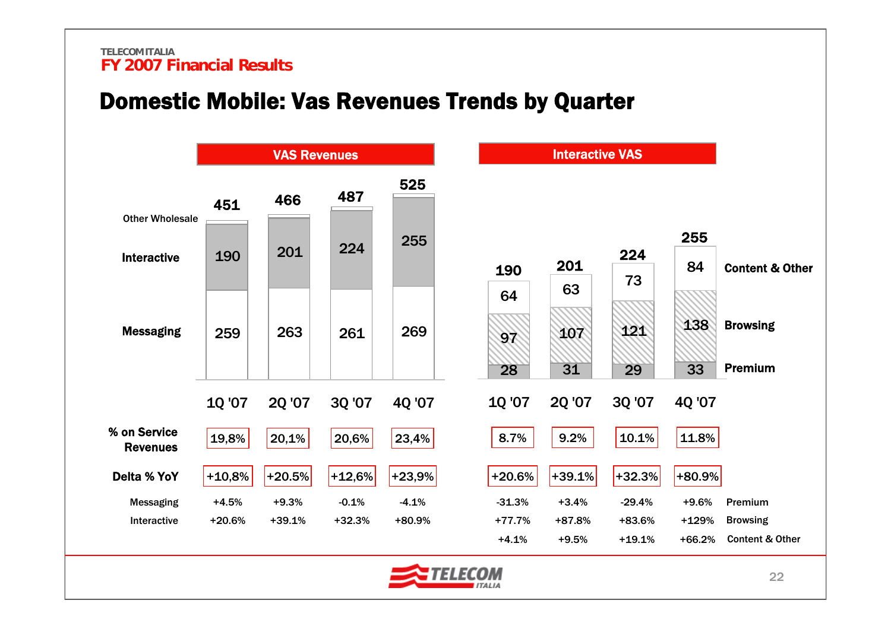TELECOM ITALIA
FY 2007 Financial Results

# Domestic Mobile: Vas Revenues Trends by Quarter

## VAS Revenues

| | 1Q '07 | 2Q '07 | 3Q '07 | 4Q '07 |
|---|---|---|---|---|
| Total | 451 | 466 | 487 | 525 |
| Other Wholesale | | | | |
| Interactive | 190 | 201 | 224 | 255 |
| Messaging | 259 | 263 | 261 | 269 |
| % on Service Revenues | 19,8% | 20,1% | 20,6% | 23,4% |
| Delta % YoY | +10,8% | +20.5% | +12,6% | +23,9% |
| Messaging | +4.5% | +9.3% | -0.1% | -4.1% |
| Interactive | +20.6% | +39.1% | +32.3% | +80.9% |

## Interactive VAS

| | 1Q '07 | 2Q '07 | 3Q '07 | 4Q '07 |
|---|---|---|---|---|
| Total | 190 | 201 | 224 | 255 |
| Content & Other | 64 | 63 | 73 | 84 |
| Browsing | 97 | 107 | 121 | 138 |
| Premium | 28 | 31 | 29 | 33 |
| % on Service Revenues | 8.7% | 9.2% | 10.1% | 11.8% |
| Delta % YoY | +20.6% | +39.1% | +32.3% | +80.9% |
| Premium | -31.3% | +3.4% | -29.4% | +9.6% |
| Browsing | +77.7% | +87.8% | +83.6% | +129% |
| Content & Other | +4.1% | +9.5% | +19.1% | +66.2% |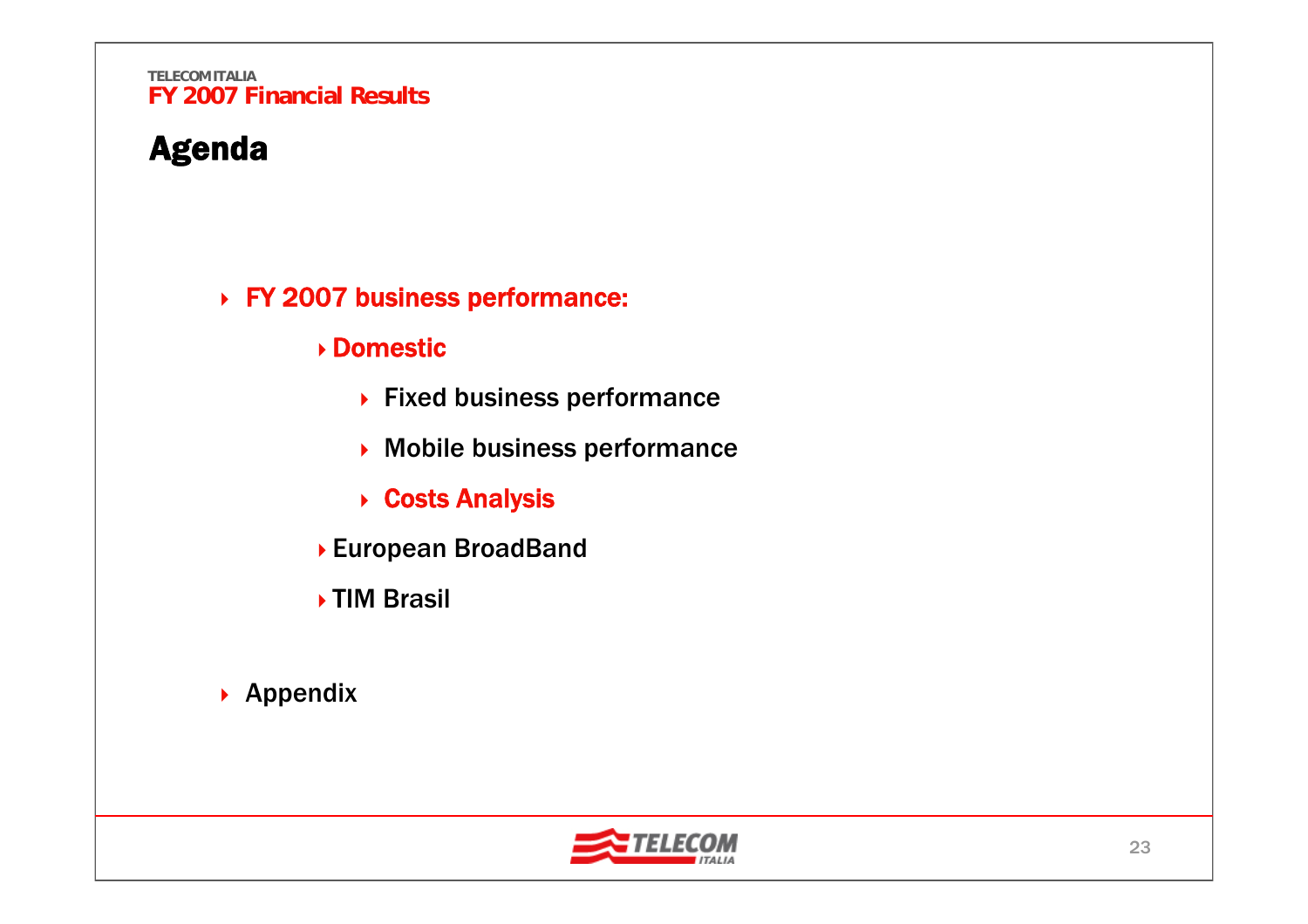# Agenda

- **FY 2007 business performance:**
  - **Domestic**
    - **Fixed business performance**
    - **Mobile business performance**
    - **Costs Analysis**
  - **European BroadBand**
  - **TIM Brasil**
- **Appendix**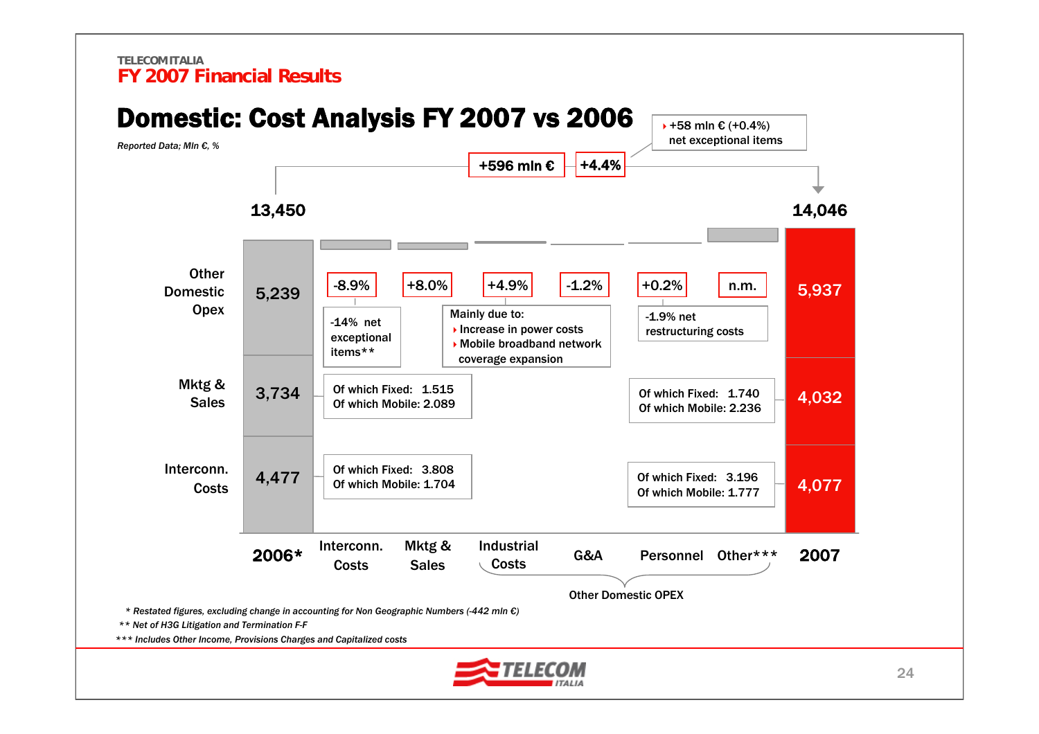TELECOM ITALIA

**FY 2007 Financial Results**

# Domestic: Cost Analysis FY 2007 vs 2006

*Reported Data; Mln €, %*

**+596 mln €** | **+4.4%**

+58 mln € (+0.4%) net exceptional items

| | 2006* | Interconn. Costs | Mktg & Sales | Industrial Costs | G&A | Personnel | Other*** | 2007 |
|---|---|---|---|---|---|---|---|---|
| Total | 13,450 | | | | | | | 14,046 |
| Other Domestic Opex | 5,239 | | | | | | | 5,937 |
| Mktg & Sales | 3,734 | | | | | | | 4,032 |
| Interconn. Costs | 4,477 | | | | | | | 4,077 |
| Change % | | -8.9% | +8.0% | +4.9% | -1.2% | +0.2% | n.m. | |

Industrial Costs, G&A, Personnel and Other*** make up Other Domestic OPEX.

Interconn. Costs (-8.9%): -14% net exceptional items**

Industrial Costs (+4.9%): Mainly due to:
- Increase in power costs
- Mobile broadband network coverage expansion

Personnel (+0.2%): -1.9% net restructuring costs

2006 Mktg & Sales: Of which Fixed: 1.515; Of which Mobile: 2.089

2006 Interconn. Costs: Of which Fixed: 3.808; Of which Mobile: 1.704

2007 Mktg & Sales: Of which Fixed: 1.740; Of which Mobile: 2.236

2007 Interconn. Costs: Of which Fixed: 3.196; Of which Mobile: 1.777

*\* Restated figures, excluding change in accounting for Non Geographic Numbers (-442 mln €)*

*\*\* Net of H3G Litigation and Termination F-F*

*\*\*\* Includes Other Income, Provisions Charges and Capitalized costs*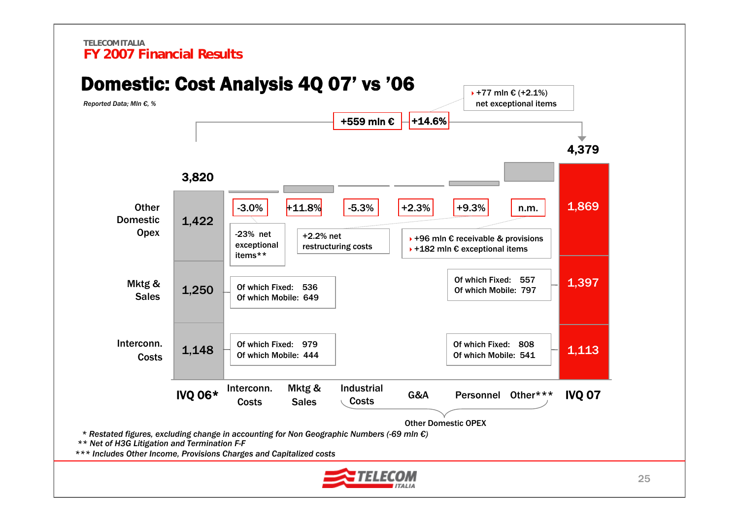TELECOM ITALIA

**FY 2007 Financial Results**

# Domestic: Cost Analysis 4Q 07' vs '06

*Reported Data; Mln €, %*

+559 mln € | +14.6%

- +77 mln € (+2.1%) net exceptional items

| | IVQ 06* | IVQ 07 |
|---|---|---|
| Other Domestic Opex | 1,422 | 1,869 |
| Mktg & Sales | 1,250 | 1,397 |
| Interconn. Costs | 1,148 | 1,113 |
| **Total** | **3,820** | **4,379** |

| | IVQ 06* Of which Fixed | IVQ 06* Of which Mobile | IVQ 07 Of which Fixed | IVQ 07 Of which Mobile |
|---|---|---|---|---|
| Mktg & Sales | 536 | 649 | 557 | 797 |
| Interconn. Costs | 979 | 444 | 808 | 541 |

| Interconn. Costs | Mktg & Sales | Industrial Costs | G&A | Personnel | Other*** |
|---|---|---|---|---|---|
| -3.0% | +11.8% | -5.3% | +2.3% | +9.3% | n.m. |

Other Domestic OPEX: Industrial Costs, G&A, Personnel, Other***

- Interconn. Costs: -23% net exceptional items**
- G&A: +2.2% net restructuring costs
- Other: +96 mln € receivable & provisions; +182 mln € exceptional items

\* Restated figures, excluding change in accounting for Non Geographic Numbers (-69 mln €)

\** Net of H3G Litigation and Termination F-F

\*** Includes Other Income, Provisions Charges and Capitalized costs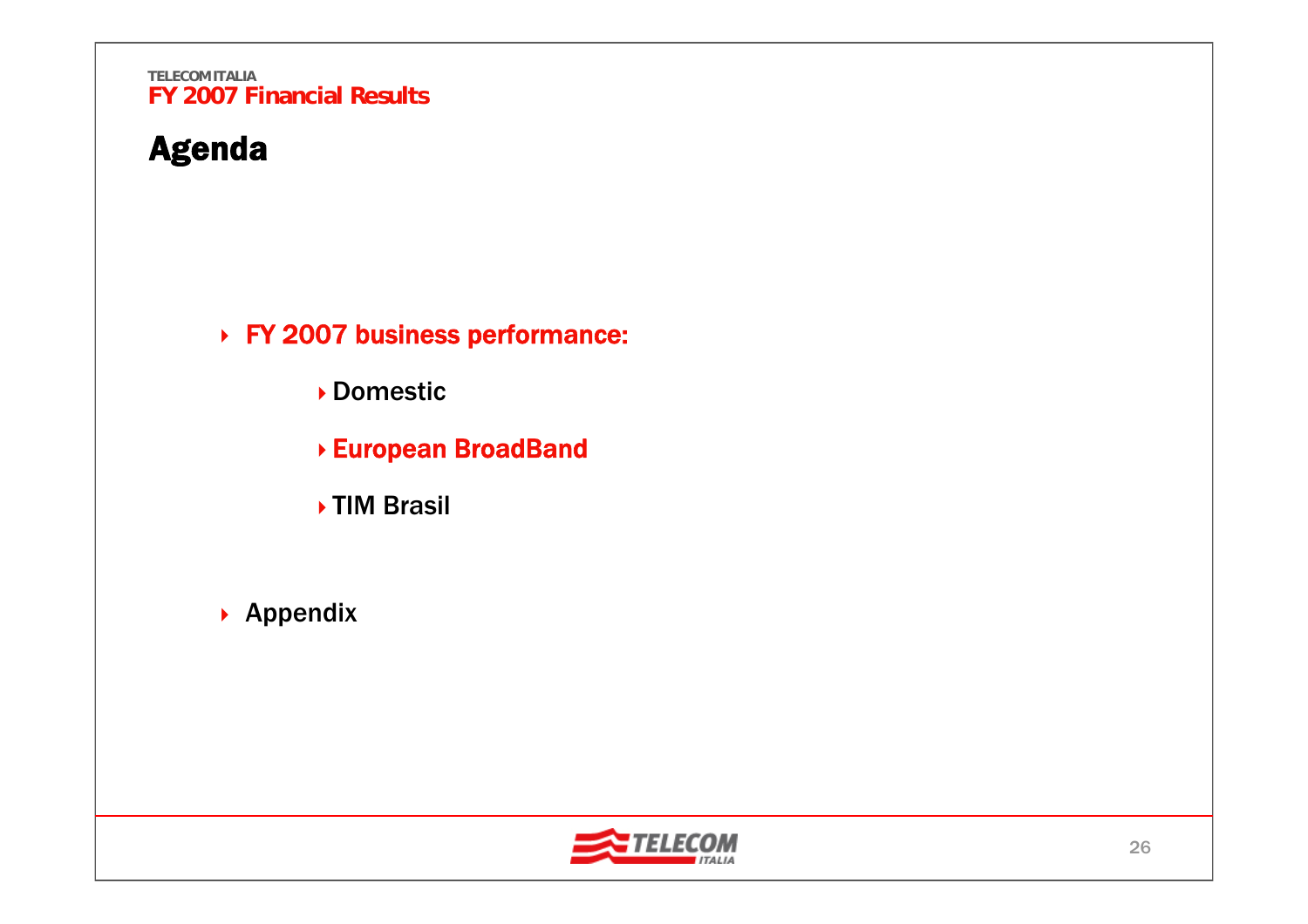# Agenda

- **FY 2007 business performance:**
  - Domestic
  - **European BroadBand**
  - TIM Brasil

- Appendix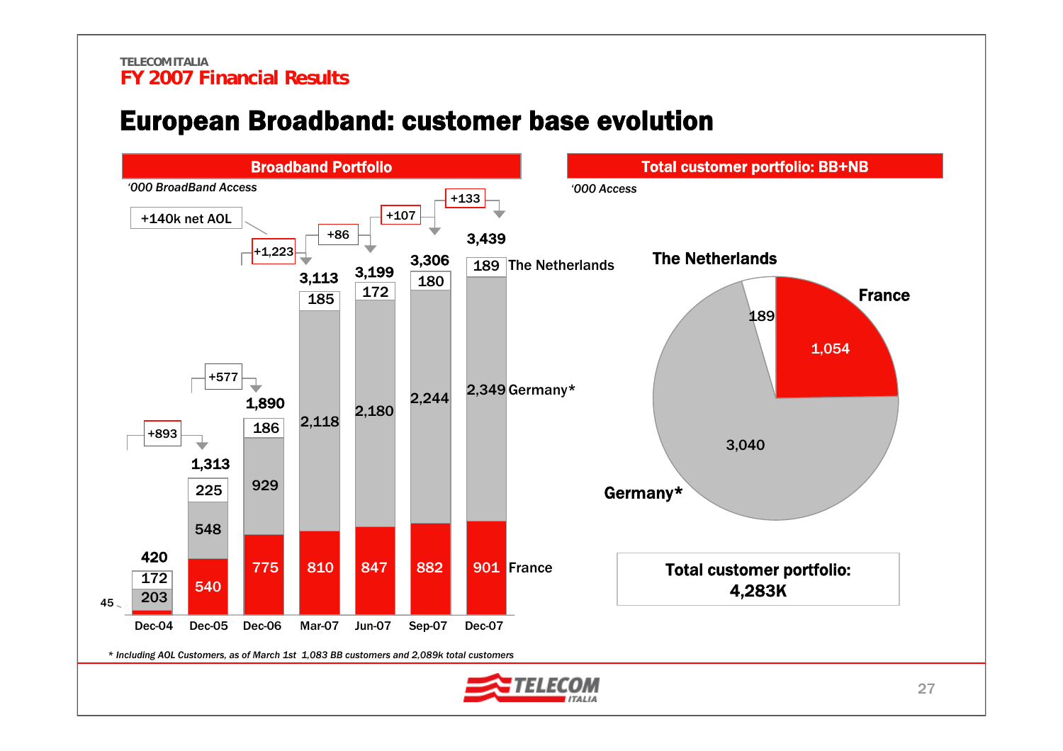# European Broadband: customer base evolution

## Broadband Portfolio

*'000 BroadBand Access*

| | Dec-04 | Dec-05 | Dec-06 | Mar-07 | Jun-07 | Sep-07 | Dec-07 |
|---|---|---|---|---|---|---|---|
| The Netherlands | 172 | 225 | 186 | 185 | 172 | 180 | 189 |
| Germany* | 203 | 548 | 929 | 2,118 | 2,180 | 2,244 | 2,349 |
| France | 45 | 540 | 775 | 810 | 847 | 882 | 901 |
| Total | 420 | 1,313 | 1,890 | 3,113 | 3,199 | 3,306 | 3,439 |

Net additions: +893 (Dec-04 to Dec-05), +577 (Dec-05 to Dec-06), +1,223 (Dec-06 to Mar-07; +140k net AOL), +86 (Mar-07 to Jun-07), +107 (Jun-07 to Sep-07), +133 (Sep-07 to Dec-07)

## Total customer portfolio: BB+NB

*'000 Access*

| Country | Access |
|---|---|
| The Netherlands | 189 |
| France | 1,054 |
| Germany* | 3,040 |

**Total customer portfolio: 4,283K**

*\* Including AOL Customers, as of March 1st 1,083 BB customers and 2,089k total customers*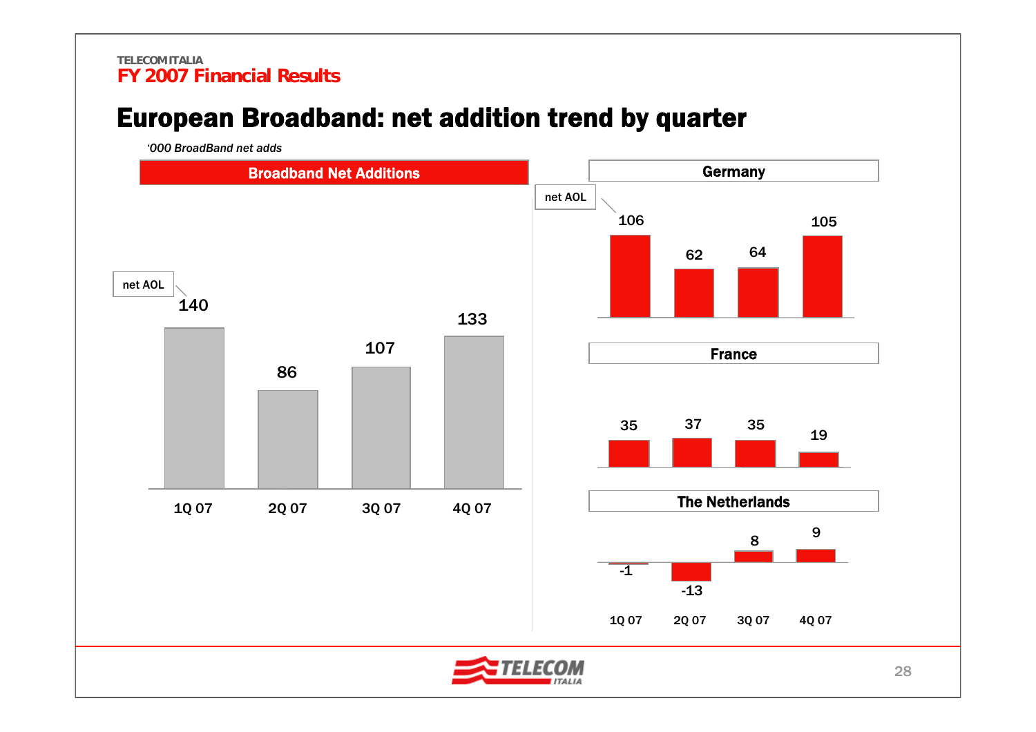# European Broadband: net addition trend by quarter

*'000 BroadBand net adds*

## Broadband Net Additions

| | 1Q 07 | 2Q 07 | 3Q 07 | 4Q 07 |
|---|---|---|---|---|
| Broadband Net Additions (net AOL) | 140 | 86 | 107 | 133 |

## Germany

| | 1Q 07 | 2Q 07 | 3Q 07 | 4Q 07 |
|---|---|---|---|---|
| Germany (net AOL) | 106 | 62 | 64 | 105 |

## France

| | 1Q 07 | 2Q 07 | 3Q 07 | 4Q 07 |
|---|---|---|---|---|
| France | 35 | 37 | 35 | 19 |

## The Netherlands

| | 1Q 07 | 2Q 07 | 3Q 07 | 4Q 07 |
|---|---|---|---|---|
| The Netherlands | -1 | -13 | 8 | 9 |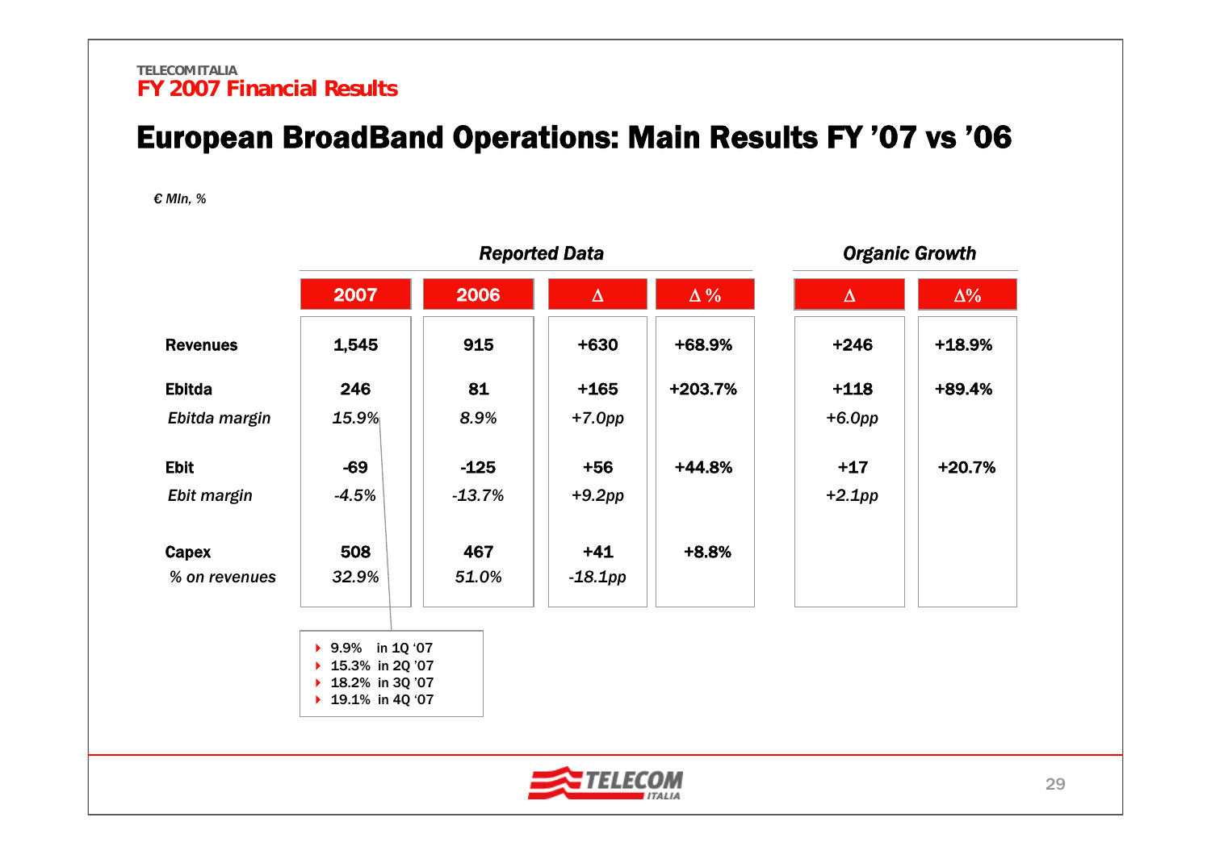TELECOM ITALIA

FY 2007 Financial Results

# European BroadBand Operations: Main Results FY '07 vs '06

*€ Mln, %*

| | Reported Data | | | | Organic Growth | |
|---|---|---|---|---|---|---|
| | **2007** | **2006** | **Δ** | **Δ %** | **Δ** | **Δ%** |
| **Revenues** | **1,545** | **915** | **+630** | **+68.9%** | **+246** | **+18.9%** |
| **Ebitda** | **246** | **81** | **+165** | **+203.7%** | **+118** | **+89.4%** |
| *Ebitda margin* | *15.9%* | *8.9%* | *+7.0pp* | | *+6.0pp* | |
| **Ebit** | **-69** | **-125** | **+56** | **+44.8%** | **+17** | **+20.7%** |
| *Ebit margin* | *-4.5%* | *-13.7%* | *+9.2pp* | | *+2.1pp* | |
| **Capex** | **508** | **467** | **+41** | **+8.8%** | | |
| *% on revenues* | *32.9%* | *51.0%* | *-18.1pp* | | | |

- 9.9% in 1Q '07
- 15.3% in 2Q '07
- 18.2% in 3Q '07
- 19.1% in 4Q '07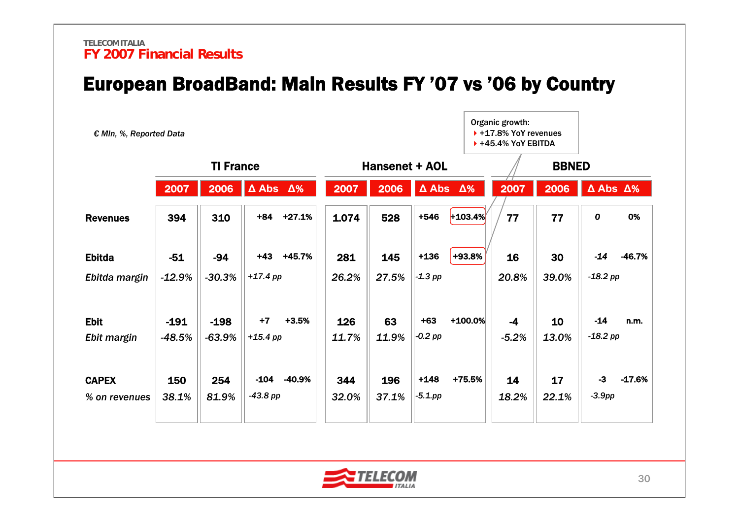TELECOM ITALIA
**FY 2007 Financial Results**

# European BroadBand: Main Results FY '07 vs '06 by Country

*€ Mln, %, Reported Data*

Organic growth:
- +17.8% YoY revenues
- +45.4% YoY EBITDA

| | TI France | | | | Hansenet + AOL | | | | BBNED | | | |
|---|---|---|---|---|---|---|---|---|---|---|---|---|
| | 2007 | 2006 | Δ Abs | Δ% | 2007 | 2006 | Δ Abs | Δ% | 2007 | 2006 | Δ Abs | Δ% |
| **Revenues** | 394 | 310 | +84 | +27.1% | 1.074 | 528 | +546 | +103.4% | 77 | 77 | 0 | 0% |
| **Ebitda** | -51 | -94 | +43 | +45.7% | 281 | 145 | +136 | +93.8% | 16 | 30 | -14 | -46.7% |
| *Ebitda margin* | *-12.9%* | *-30.3%* | *+17.4 pp* | | *26.2%* | *27.5%* | *-1.3 pp* | | *20.8%* | *39.0%* | *-18.2 pp* | |
| **Ebit** | -191 | -198 | +7 | +3.5% | 126 | 63 | +63 | +100.0% | -4 | 10 | -14 | n.m. |
| *Ebit margin* | *-48.5%* | *-63.9%* | *+15.4 pp* | | *11.7%* | *11.9%* | *-0.2 pp* | | *-5.2%* | *13.0%* | *-18.2 pp* | |
| **CAPEX** | 150 | 254 | -104 | -40.9% | 344 | 196 | +148 | +75.5% | 14 | 17 | -3 | -17.6% |
| *% on revenues* | *38.1%* | *81.9%* | *-43.8 pp* | | *32.0%* | *37.1%* | *-5.1.pp* | | *18.2%* | *22.1%* | *-3.9pp* | |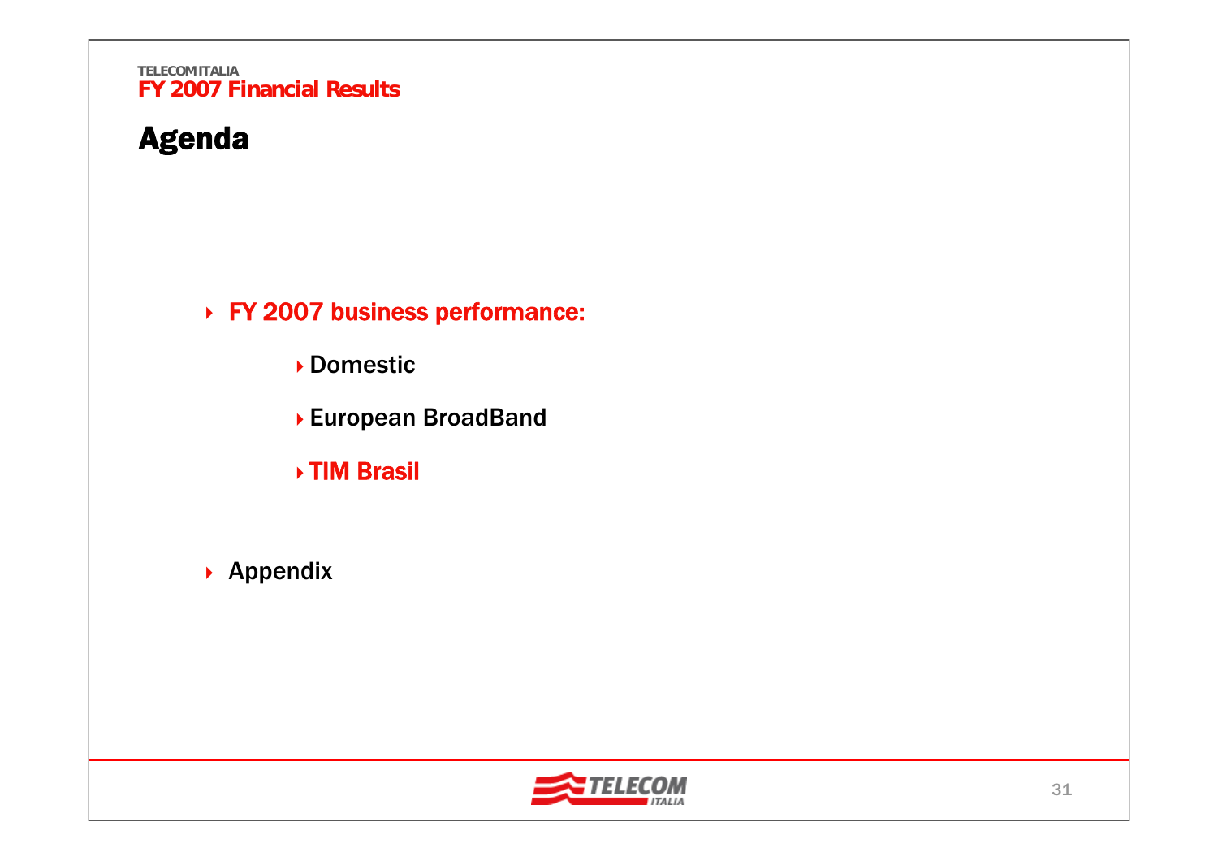# Agenda

- **FY 2007 business performance:**
  - Domestic
  - European BroadBand
  - **TIM Brasil**
- Appendix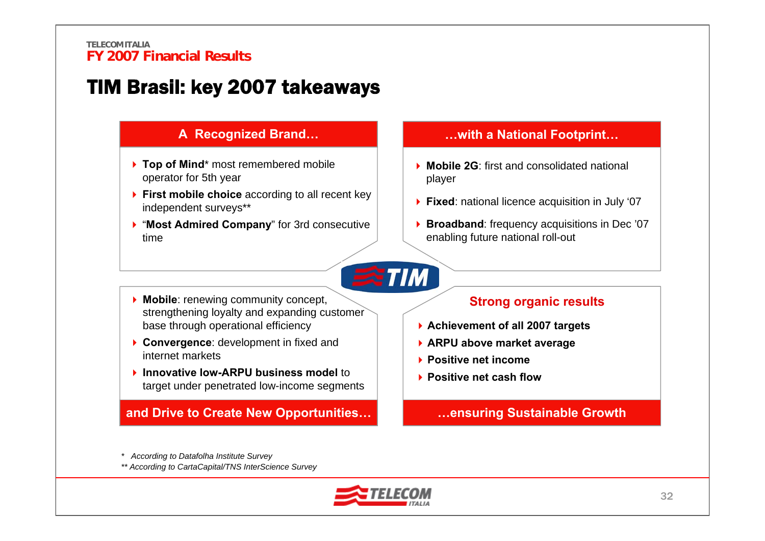# TIM Brasil: key 2007 takeaways

## A Recognized Brand…

- **Top of Mind*** most remembered mobile operator for 5th year
- **First mobile choice** according to all recent key independent surveys**
- "**Most Admired Company**" for 3rd consecutive time

## …with a National Footprint…

- **Mobile 2G**: first and consolidated national player
- **Fixed**: national licence acquisition in July '07
- **Broadband**: frequency acquisitions in Dec '07 enabling future national roll-out

## and Drive to Create New Opportunities…

- **Mobile**: renewing community concept, strengthening loyalty and expanding customer base through operational efficiency
- **Convergence**: development in fixed and internet markets
- **Innovative low-ARPU business model** to target under penetrated low-income segments

## …ensuring Sustainable Growth

**Strong organic results**

- **Achievement of all 2007 targets**
- **ARPU above market average**
- **Positive net income**
- **Positive net cash flow**

*\* According to Datafolha Institute Survey*

*\*\* According to CartaCapital/TNS InterScience Survey*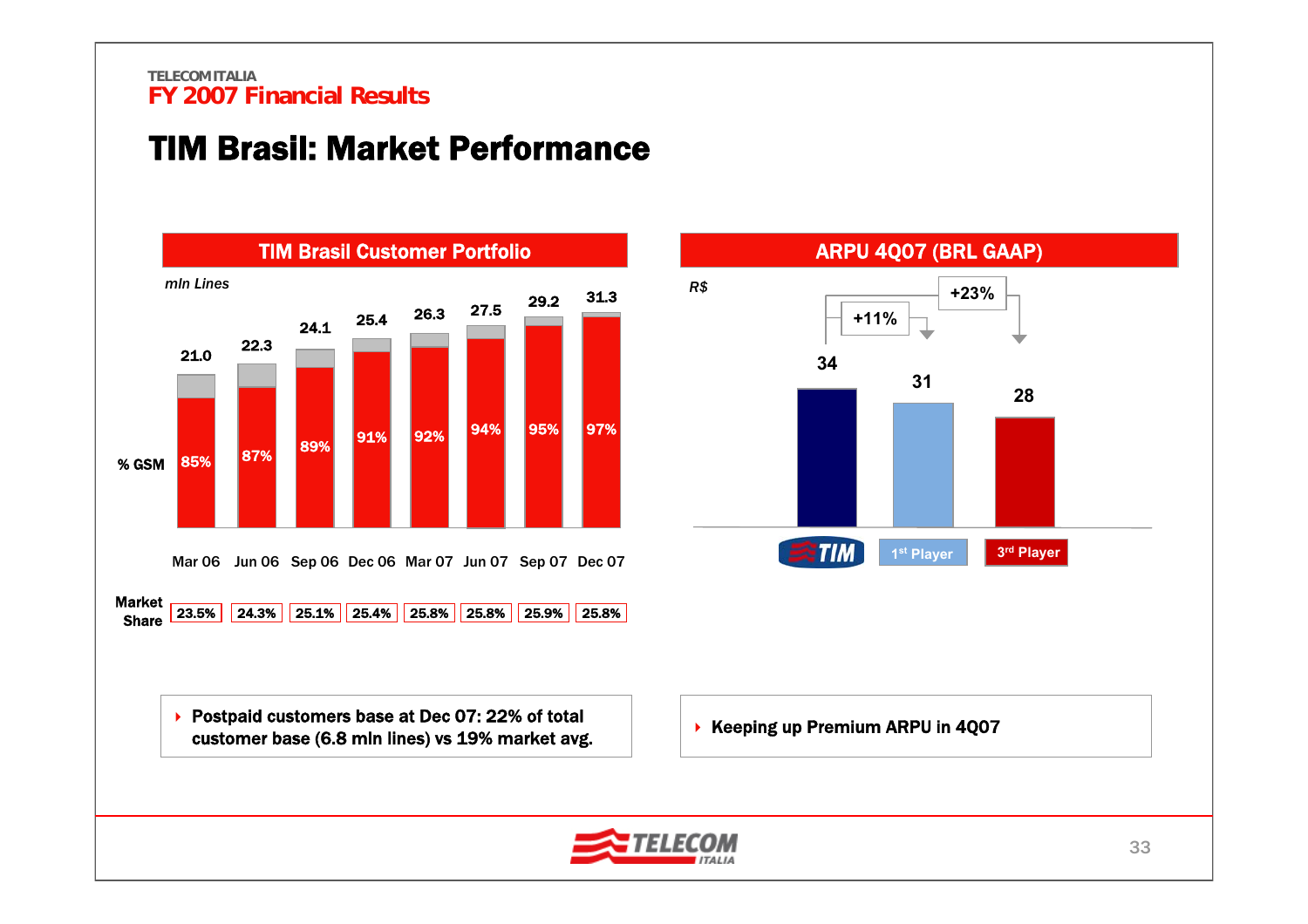TELECOM ITALIA
FY 2007 Financial Results

# TIM Brasil: Market Performance

## TIM Brasil Customer Portfolio

*mln Lines*

| | Mar 06 | Jun 06 | Sep 06 | Dec 06 | Mar 07 | Jun 07 | Sep 07 | Dec 07 |
|---|---|---|---|---|---|---|---|---|
| Lines (mln) | 21.0 | 22.3 | 24.1 | 25.4 | 26.3 | 27.5 | 29.2 | 31.3 |
| % GSM | 85% | 87% | 89% | 91% | 92% | 94% | 95% | 97% |
| Market Share | 23.5% | 24.3% | 25.1% | 25.4% | 25.8% | 25.8% | 25.9% | 25.8% |

- Postpaid customers base at Dec 07: 22% of total customer base (6.8 mln lines) vs 19% market avg.

## ARPU 4Q07 (BRL GAAP)

*R$*

| TIM | 1st Player | 3rd Player |
|---|---|---|
| 34 | 31 | 28 |

TIM vs 1st Player: +11%; TIM vs 3rd Player: +23%

- Keeping up Premium ARPU in 4Q07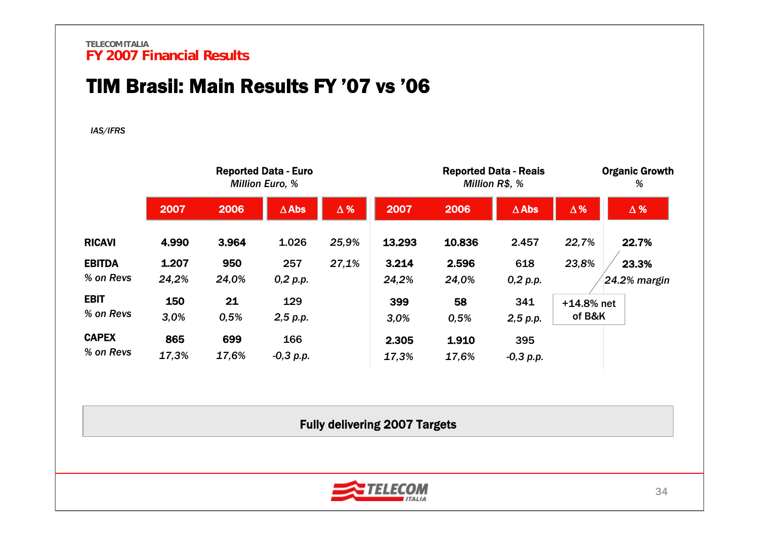TELECOM ITALIA
**FY 2007 Financial Results**

# TIM Brasil: Main Results FY '07 vs '06

*IAS/IFRS*

| | Reported Data - Euro *Million Euro, %* | | | | Reported Data - Reais *Million R$, %* | | | | Organic Growth *%* |
|---|---|---|---|---|---|---|---|---|---|
| | **2007** | **2006** | **Δ Abs** | **Δ %** | **2007** | **2006** | **Δ Abs** | **Δ %** | **Δ %** |
| **RICAVI** | **4.990** | **3.964** | 1.026 | *25,9%* | **13.293** | **10.836** | 2.457 | *22,7%* | **22.7%** |
| **EBITDA** | **1.207** | **950** | 257 | *27,1%* | **3.214** | **2.596** | 618 | *23,8%* | **23.3%** |
| *% on Revs* | *24,2%* | *24,0%* | *0,2 p.p.* | | *24,2%* | *24,0%* | *0,2 p.p.* | | *24.2% margin* |
| **EBIT** | **150** | **21** | 129 | | **399** | **58** | 341 | | |
| *% on Revs* | *3,0%* | *0,5%* | *2,5 p.p.* | | *3,0%* | *0,5%* | *2,5 p.p.* | | |
| **CAPEX** | **865** | **699** | 166 | | **2.305** | **1.910** | 395 | | |
| *% on Revs* | *17,3%* | *17,6%* | *-0,3 p.p.* | | *17,3%* | *17,6%* | *-0,3 p.p.* | | |

+14.8% net of B&K

**Fully delivering 2007 Targets**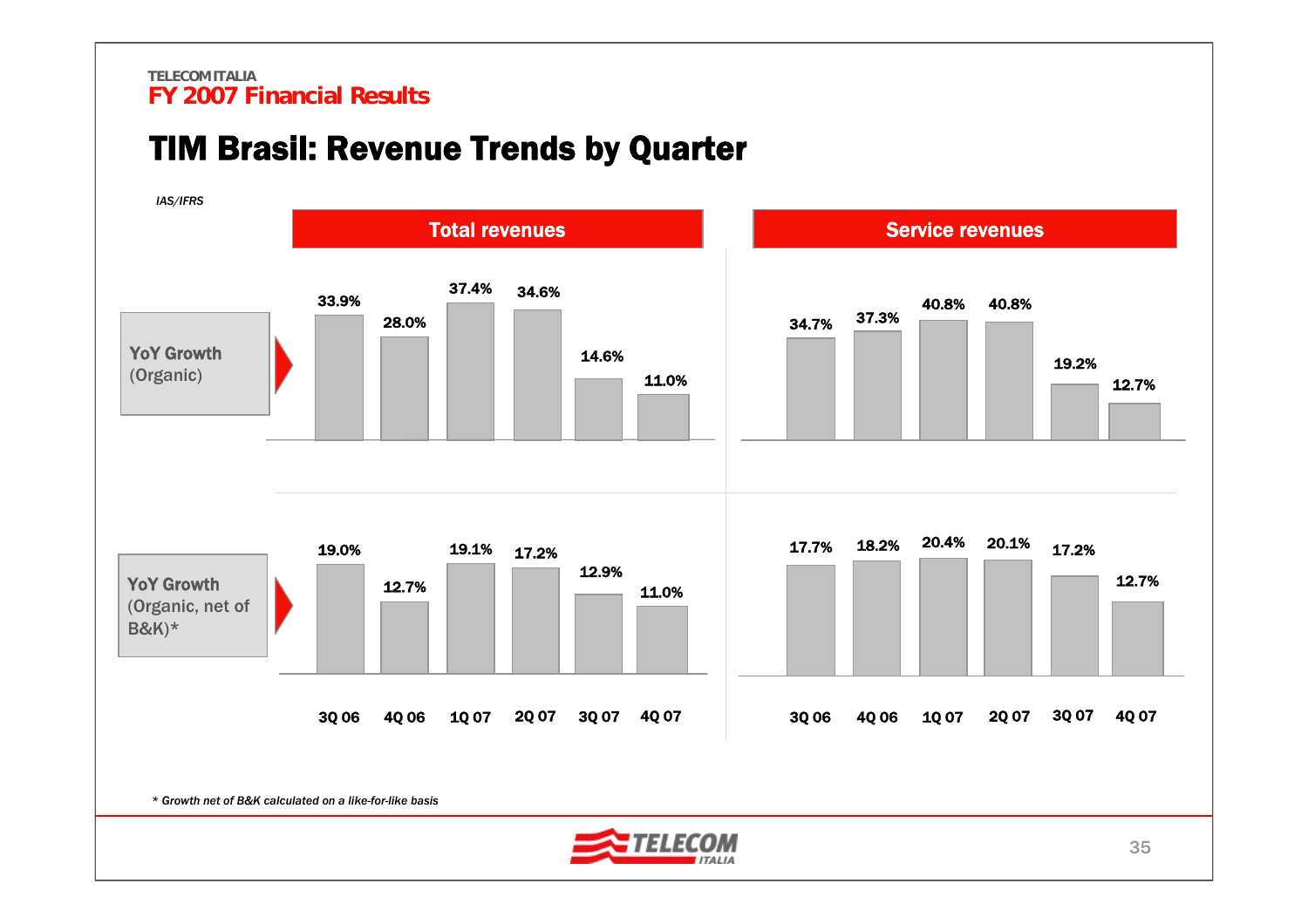TELECOM ITALIA
FY 2007 Financial Results

# TIM Brasil: Revenue Trends by Quarter

*IAS/IFRS*

## Total revenues

| | 3Q 06 | 4Q 06 | 1Q 07 | 2Q 07 | 3Q 07 | 4Q 07 |
|---|---|---|---|---|---|---|
| YoY Growth (Organic) | 33.9% | 28.0% | 37.4% | 34.6% | 14.6% | 11.0% |
| YoY Growth (Organic, net of B&K)* | 19.0% | 12.7% | 19.1% | 17.2% | 12.9% | 11.0% |

## Service revenues

| | 3Q 06 | 4Q 06 | 1Q 07 | 2Q 07 | 3Q 07 | 4Q 07 |
|---|---|---|---|---|---|---|
| YoY Growth (Organic) | 34.7% | 37.3% | 40.8% | 40.8% | 19.2% | 12.7% |
| YoY Growth (Organic, net of B&K)* | 17.7% | 18.2% | 20.4% | 20.1% | 17.2% | 12.7% |

*\* Growth net of B&K calculated on a like-for-like basis*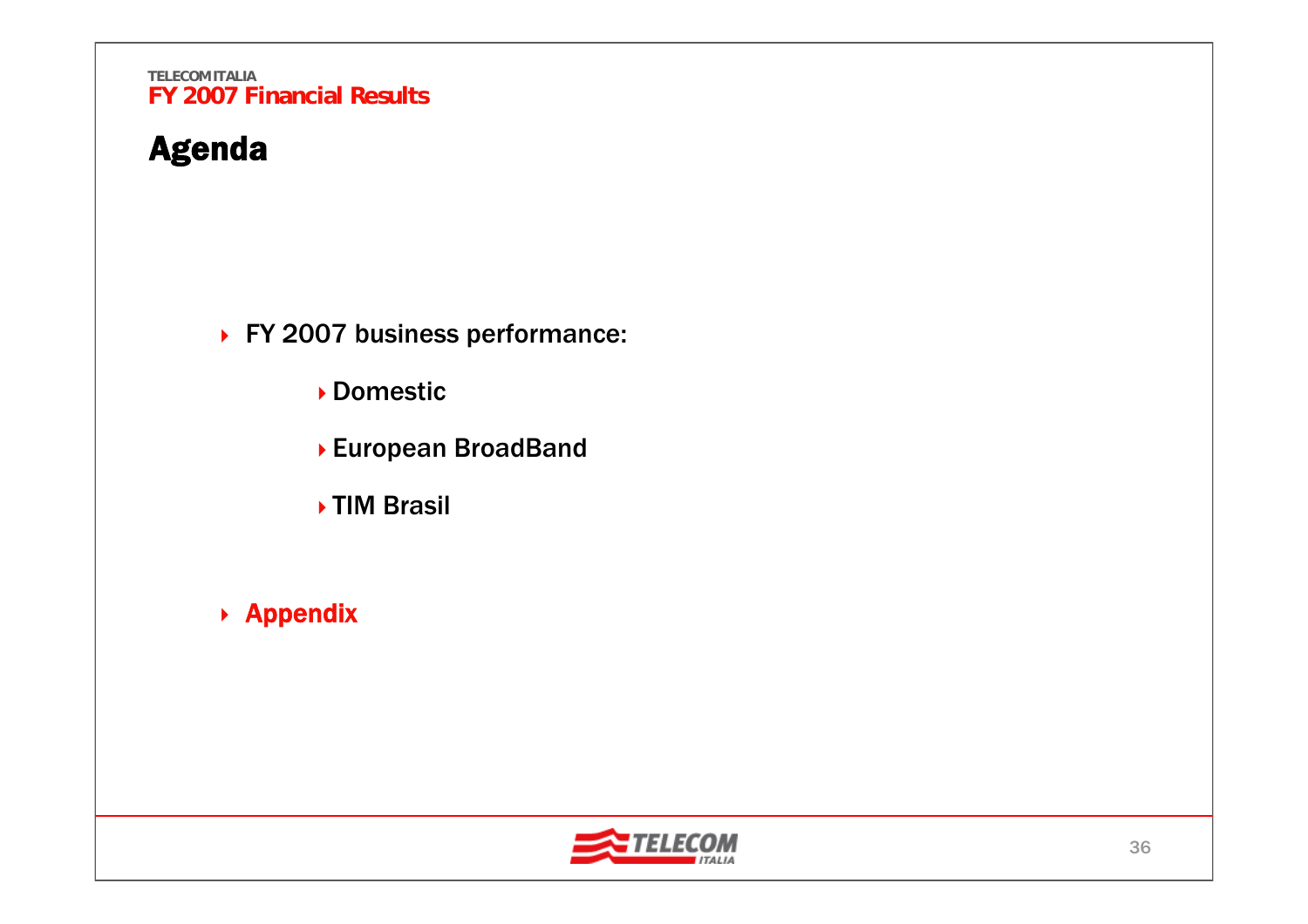# Agenda

- FY 2007 business performance:
  - Domestic
  - European BroadBand
  - TIM Brasil
- **Appendix**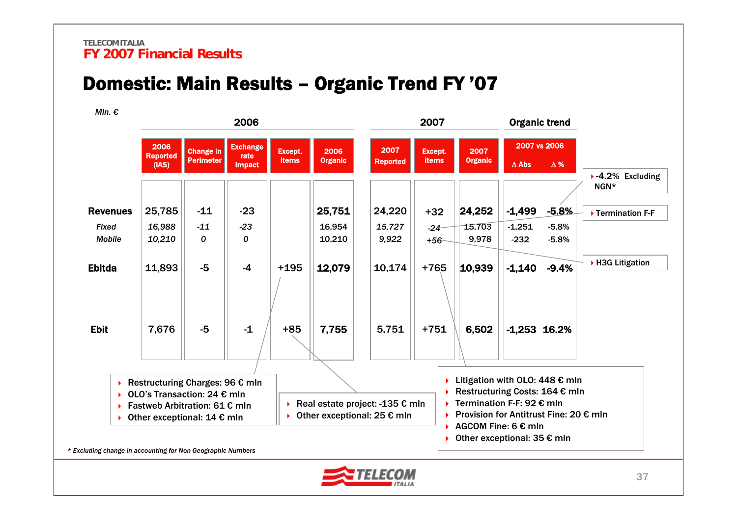TELECOM ITALIA
FY 2007 Financial Results

# Domestic: Main Results – Organic Trend FY '07

*Mln. €*

| | 2006 | | | | | 2007 | | | Organic trend | |
|---|---|---|---|---|---|---|---|---|---|---|
| | 2006 Reported (IAS) | Change in Perimeter | Exchange rate impact | Except. items | 2006 Organic | 2007 Reported | Except. items | 2007 Organic | 2007 vs 2006 Δ Abs | Δ % |
| **Revenues** | 25,785 | -11 | -23 | | **25,751** | 24,220 | +32 | **24,252** | **-1,499** | **-5.8%** |
| *Fixed* | *16,988* | *-11* | *-23* | | 16,954 | *15,727* | *-24* | 15,703 | -1,251 | -5.8% |
| *Mobile* | *10,210* | *0* | *0* | | 10,210 | *9,922* | +56 | 9,978 | -232 | -5.8% |
| **Ebitda** | 11,893 | -5 | -4 | +195 | **12,079** | 10,174 | +765 | **10,939** | **-1,140** | **-9.4%** |
| **Ebit** | 7,676 | -5 | -1 | +85 | **7,755** | 5,751 | +751 | **6,502** | **-1,253** | **16.2%** |

- -4.2% Excluding NGN*
- Termination F-F
- H3G Litigation

2006 Except. items (Ebitda +195):
- Restructuring Charges: 96 € mln
- OLO's Transaction: 24 € mln
- Fastweb Arbitration: 61 € mln
- Other exceptional: 14 € mln

2006 Except. items (Ebit +85):
- Real estate project: -135 € mln
- Other exceptional: 25 € mln

2007 Except. items (Ebitda +765):
- Litigation with OLO: 448 € mln
- Restructuring Costs: 164 € mln
- Termination F-F: 92 € mln
- Provision for Antitrust Fine: 20 € mln
- AGCOM Fine: 6 € mln
- Other exceptional: 35 € mln

*\* Excluding change in accounting for Non Geographic Numbers*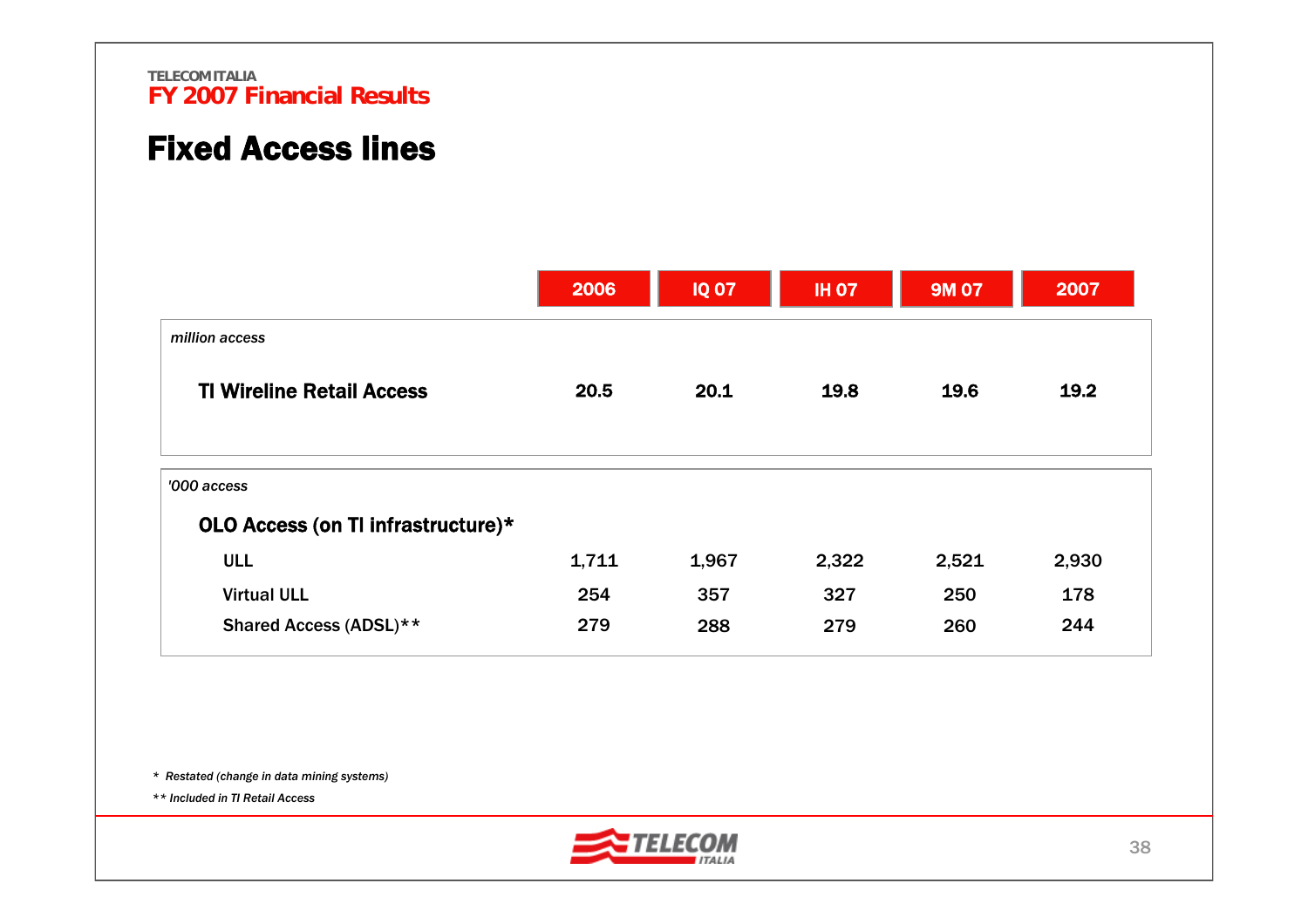TELECOM ITALIA
**FY 2007 Financial Results**

# Fixed Access lines

| | 2006 | IQ 07 | IH 07 | 9M 07 | 2007 |
|---|---|---|---|---|---|
| *million access* | | | | | |
| **TI Wireline Retail Access** | **20.5** | **20.1** | **19.8** | **19.6** | **19.2** |
| *'000 access* | | | | | |
| **OLO Access (on TI infrastructure)*** | | | | | |
| ULL | 1,711 | 1,967 | 2,322 | 2,521 | 2,930 |
| Virtual ULL | 254 | 357 | 327 | 250 | 178 |
| Shared Access (ADSL)** | 279 | 288 | 279 | 260 | 244 |

*\* Restated (change in data mining systems)*

*\*\* Included in TI Retail Access*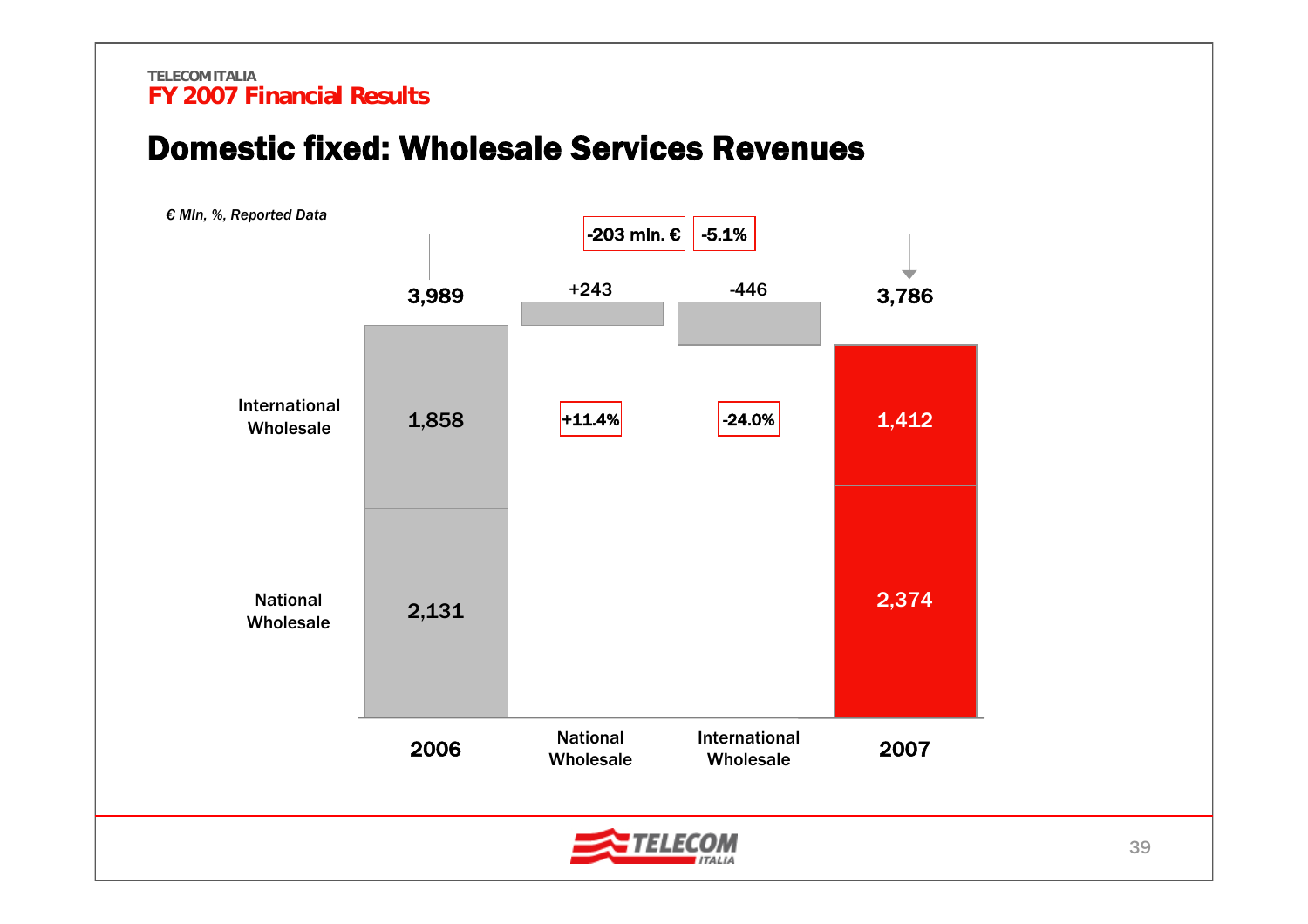# Domestic fixed: Wholesale Services Revenues

*€ Mln, %, Reported Data*

-203 mln. € | -5.1%

| | 2006 | National Wholesale | International Wholesale | 2007 |
|---|---|---|---|---|
| Total | 3,989 | +243 | -446 | 3,786 |
| International Wholesale | 1,858 | | -24.0% | 1,412 |
| National Wholesale | 2,131 | +11.4% | | 2,374 |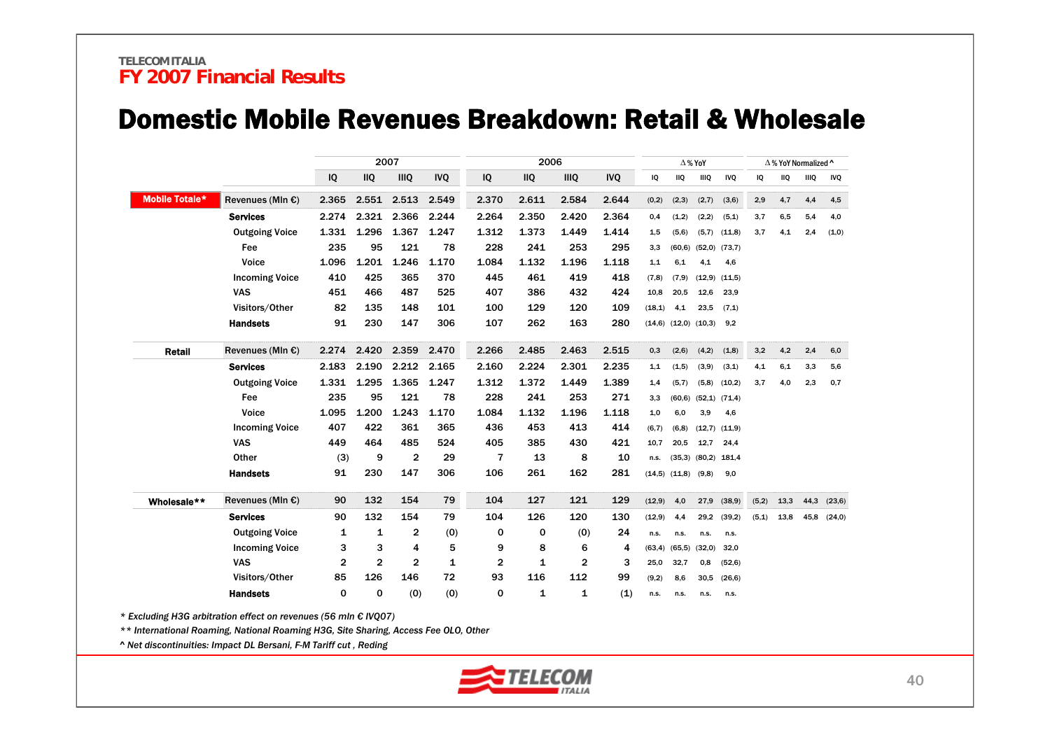TELECOM ITALIA
**FY 2007 Financial Results**

# Domestic Mobile Revenues Breakdown: Retail & Wholesale

| | | 2007 | | | | 2006 | | | | Δ % YoY | | | | Δ % YoY Normalized ^ | | | |
|---|---|---|---|---|---|---|---|---|---|---|---|---|---|---|---|---|---|
| | | IQ | IIQ | IIIQ | IVQ | IQ | IIQ | IIIQ | IVQ | IQ | IIQ | IIIQ | IVQ | IQ | IIQ | IIIQ | IVQ |
| **Mobile Totale*** | Revenues (Mln €) | 2.365 | 2.551 | 2.513 | 2.549 | 2.370 | 2.611 | 2.584 | 2.644 | (0,2) | (2,3) | (2,7) | (3,6) | 2,9 | 4,7 | 4,4 | 4,5 |
| | **Services** | 2.274 | 2.321 | 2.366 | 2.244 | 2.264 | 2.350 | 2.420 | 2.364 | 0,4 | (1,2) | (2,2) | (5,1) | 3,7 | 6,5 | 5,4 | 4,0 |
| | Outgoing Voice | 1.331 | 1.296 | 1.367 | 1.247 | 1.312 | 1.373 | 1.449 | 1.414 | 1,5 | (5,6) | (5,7) | (11,8) | 3,7 | 4,1 | 2,4 | (1,0) |
| | Fee | 235 | 95 | 121 | 78 | 228 | 241 | 253 | 295 | 3,3 | (60,6) | (52,0) | (73,7) | | | | |
| | Voice | 1.096 | 1.201 | 1.246 | 1.170 | 1.084 | 1.132 | 1.196 | 1.118 | 1,1 | 6,1 | 4,1 | 4,6 | | | | |
| | Incoming Voice | 410 | 425 | 365 | 370 | 445 | 461 | 419 | 418 | (7,8) | (7,9) | (12,9) | (11,5) | | | | |
| | VAS | 451 | 466 | 487 | 525 | 407 | 386 | 432 | 424 | 10,8 | 20,5 | 12,6 | 23,9 | | | | |
| | Visitors/Other | 82 | 135 | 148 | 101 | 100 | 129 | 120 | 109 | (18,1) | 4,1 | 23,5 | (7,1) | | | | |
| | **Handsets** | 91 | 230 | 147 | 306 | 107 | 262 | 163 | 280 | (14,6) | (12,0) | (10,3) | 9,2 | | | | |
| **Retail** | Revenues (Mln €) | 2.274 | 2.420 | 2.359 | 2.470 | 2.266 | 2.485 | 2.463 | 2.515 | 0,3 | (2,6) | (4,2) | (1,8) | 3,2 | 4,2 | 2,4 | 6,0 |
| | **Services** | 2.183 | 2.190 | 2.212 | 2.165 | 2.160 | 2.224 | 2.301 | 2.235 | 1,1 | (1,5) | (3,9) | (3,1) | 4,1 | 6,1 | 3,3 | 5,6 |
| | Outgoing Voice | 1.331 | 1.295 | 1.365 | 1.247 | 1.312 | 1.372 | 1.449 | 1.389 | 1,4 | (5,7) | (5,8) | (10,2) | 3,7 | 4,0 | 2,3 | 0,7 |
| | Fee | 235 | 95 | 121 | 78 | 228 | 241 | 253 | 271 | 3,3 | (60,6) | (52,1) | (71,4) | | | | |
| | Voice | 1.095 | 1.200 | 1.243 | 1.170 | 1.084 | 1.132 | 1.196 | 1.118 | 1,0 | 6,0 | 3,9 | 4,6 | | | | |
| | Incoming Voice | 407 | 422 | 361 | 365 | 436 | 453 | 413 | 414 | (6,7) | (6,8) | (12,7) | (11,9) | | | | |
| | VAS | 449 | 464 | 485 | 524 | 405 | 385 | 430 | 421 | 10,7 | 20,5 | 12,7 | 24,4 | | | | |
| | Other | (3) | 9 | 2 | 29 | 7 | 13 | 8 | 10 | n.s. | (35,3) | (80,2) | 181,4 | | | | |
| | **Handsets** | 91 | 230 | 147 | 306 | 106 | 261 | 162 | 281 | (14,5) | (11,8) | (9,8) | 9,0 | | | | |
| **Wholesale**** | Revenues (Mln €) | 90 | 132 | 154 | 79 | 104 | 127 | 121 | 129 | (12,9) | 4,0 | 27,9 | (38,9) | (5,2) | 13,3 | 44,3 | (23,6) |
| | **Services** | 90 | 132 | 154 | 79 | 104 | 126 | 120 | 130 | (12,9) | 4,4 | 29,2 | (39,2) | (5,1) | 13,8 | 45,8 | (24,0) |
| | Outgoing Voice | 1 | 1 | 2 | (0) | 0 | 0 | (0) | 24 | n.s. | n.s. | n.s. | n.s. | | | | |
| | Incoming Voice | 3 | 3 | 4 | 5 | 9 | 8 | 6 | 4 | (63,4) | (65,5) | (32,0) | 32,0 | | | | |
| | VAS | 2 | 2 | 2 | 1 | 2 | 1 | 2 | 3 | 25,0 | 32,7 | 0,8 | (52,6) | | | | |
| | Visitors/Other | 85 | 126 | 146 | 72 | 93 | 116 | 112 | 99 | (9,2) | 8,6 | 30,5 | (26,6) | | | | |
| | **Handsets** | 0 | 0 | (0) | (0) | 0 | 1 | 1 | (1) | n.s. | n.s. | n.s. | n.s. | | | | |

*\* Excluding H3G arbitration effect on revenues (56 mln € IVQ07)*

*\*\* International Roaming, National Roaming H3G, Site Sharing, Access Fee OLO, Other*

*^ Net discontinuities: Impact DL Bersani, F-M Tariff cut , Reding*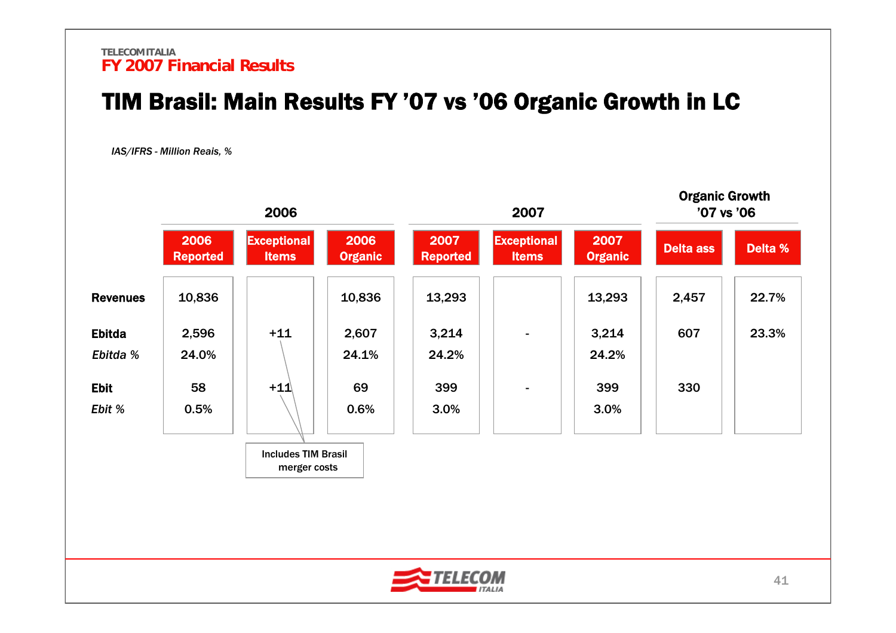TELECOM ITALIA
FY 2007 Financial Results

# TIM Brasil: Main Results FY '07 vs '06 Organic Growth in LC

*IAS/IFRS - Million Reais, %*

| | 2006 | | | 2007 | | | Organic Growth '07 vs '06 | |
|---|---|---|---|---|---|---|---|---|
| | 2006 Reported | Exceptional Items | 2006 Organic | 2007 Reported | Exceptional Items | 2007 Organic | Delta ass | Delta % |
| **Revenues** | 10,836 | | 10,836 | 13,293 | | 13,293 | 2,457 | 22.7% |
| **Ebitda** | 2,596 | +11 | 2,607 | 3,214 | - | 3,214 | 607 | 23.3% |
| *Ebitda %* | 24.0% | | 24.1% | 24.2% | | 24.2% | | |
| **Ebit** | 58 | +11 | 69 | 399 | - | 399 | 330 | |
| *Ebit %* | 0.5% | | 0.6% | 3.0% | | 3.0% | | |

Includes TIM Brasil merger costs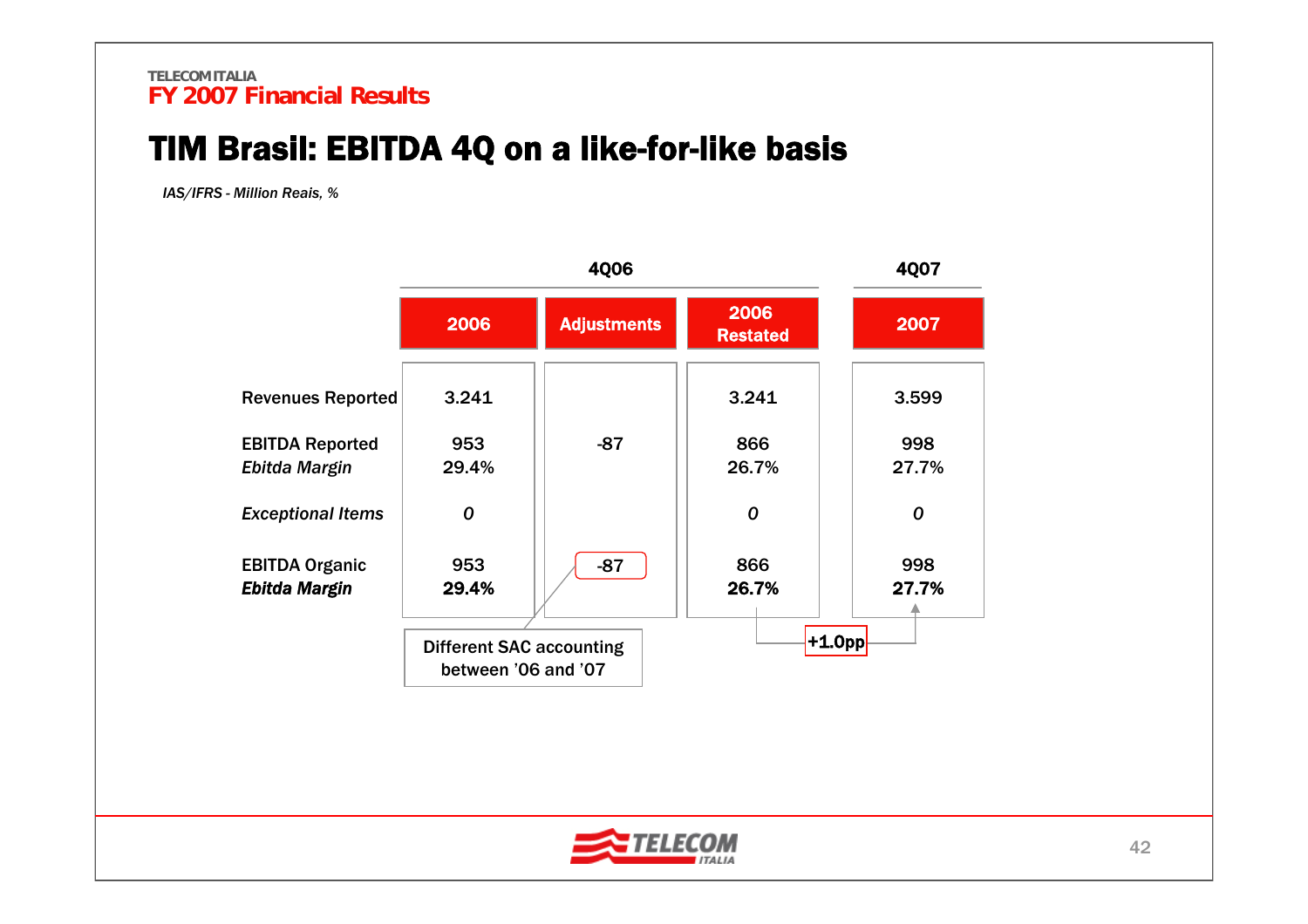TELECOM ITALIA
FY 2007 Financial Results

# TIM Brasil: EBITDA 4Q on a like-for-like basis

*IAS/IFRS - Million Reais, %*

| | 4Q06 | | | 4Q07 |
|---|---|---|---|---|
| | **2006** | **Adjustments** | **2006 Restated** | **2007** |
| Revenues Reported | 3.241 | | 3.241 | 3.599 |
| EBITDA Reported | 953 | -87 | 866 | 998 |
| *Ebitda Margin* | 29.4% | | 26.7% | 27.7% |
| *Exceptional Items* | *0* | | *0* | *0* |
| EBITDA Organic | 953 | -87 | 866 | 998 |
| ***Ebitda Margin*** | **29.4%** | | **26.7%** | **27.7%** |

Different SAC accounting between '06 and '07

**+1.0pp**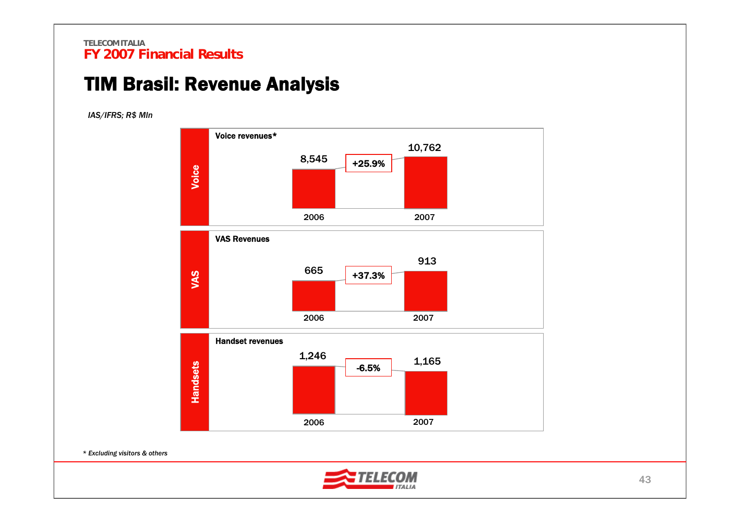TELECOM ITALIA
FY 2007 Financial Results

# TIM Brasil: Revenue Analysis

*IAS/IFRS; R$ Mln*

Voice

Voice revenues*

8,545
+25.9%
10,762
2006
2007

VAS

VAS Revenues

665
+37.3%
913
2006
2007

Handsets

Handset revenues

1,246
-6.5%
1,165
2006
2007

** Excluding visitors & others*